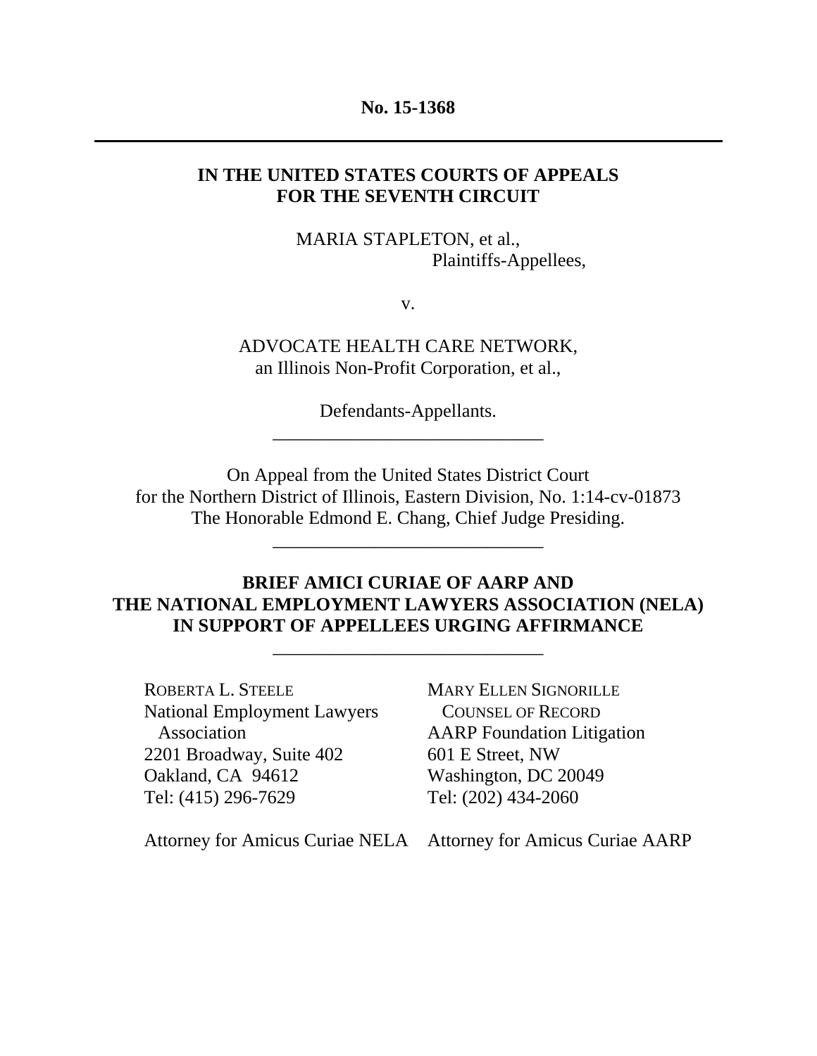**No. 15-1368**

---

**IN THE UNITED STATES COURTS OF APPEALS
FOR THE SEVENTH CIRCUIT**

MARIA STAPLETON, et al.,
Plaintiffs-Appellees,

v.

ADVOCATE HEALTH CARE NETWORK,
an Illinois Non-Profit Corporation, et al.,

Defendants-Appellants.

---

On Appeal from the United States District Court
for the Northern District of Illinois, Eastern Division, No. 1:14-cv-01873
The Honorable Edmond E. Chang, Chief Judge Presiding.

---

**BRIEF AMICI CURIAE OF AARP AND
THE NATIONAL EMPLOYMENT LAWYERS ASSOCIATION (NELA)
IN SUPPORT OF APPELLEES URGING AFFIRMANCE**

---

ROBERTA L. STEELE
National Employment Lawyers Association
2201 Broadway, Suite 402
Oakland, CA 94612
Tel: (415) 296-7629

Attorney for Amicus Curiae NELA

MARY ELLEN SIGNORILLE
COUNSEL OF RECORD
AARP Foundation Litigation
601 E Street, NW
Washington, DC 20049
Tel: (202) 434-2060

Attorney for Amicus Curiae AARP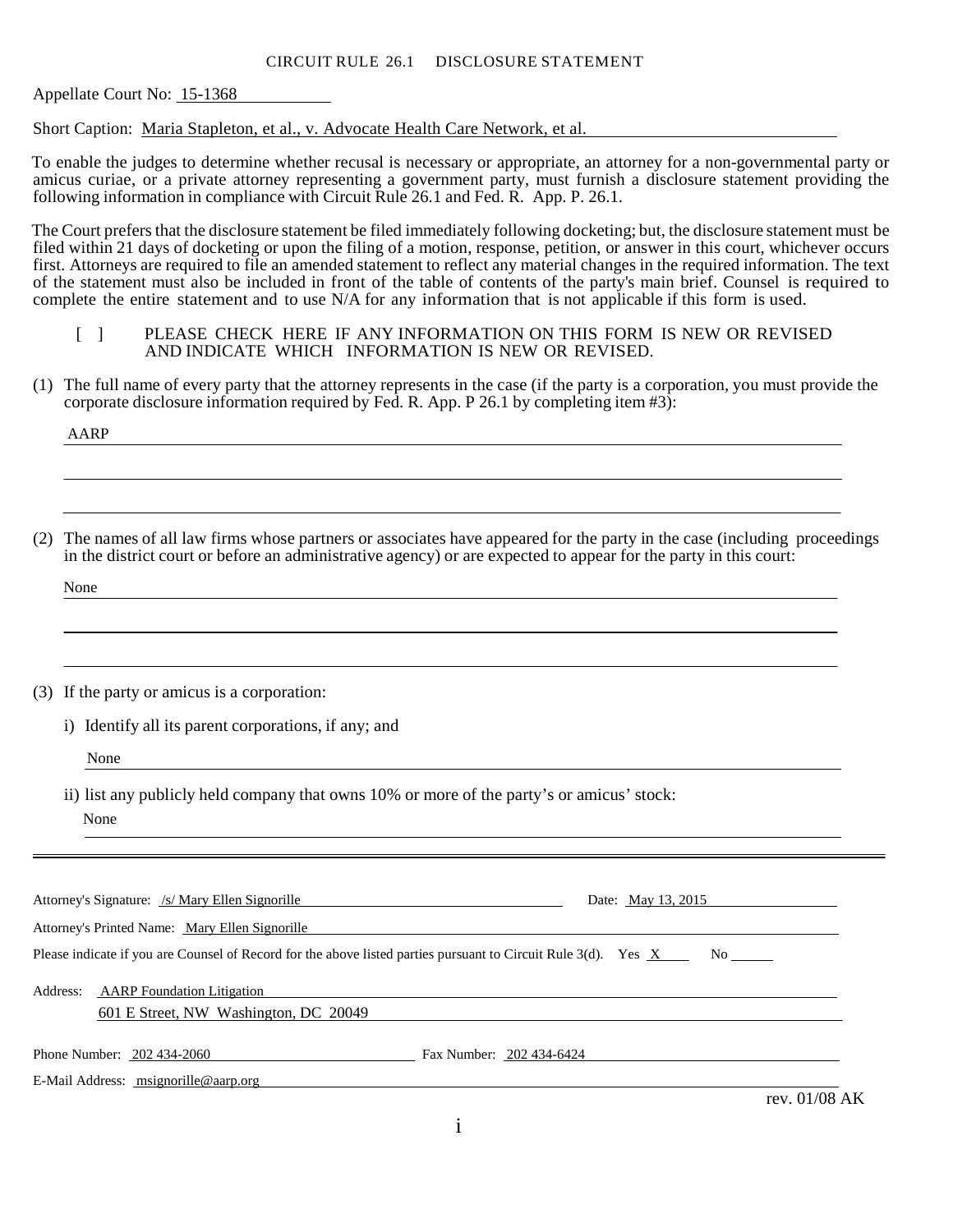CIRCUIT RULE 26.1 DISCLOSURE STATEMENT

Appellate Court No: 15-1368

Short Caption: Maria Stapleton, et al., v. Advocate Health Care Network, et al.

To enable the judges to determine whether recusal is necessary or appropriate, an attorney for a non-governmental party or amicus curiae, or a private attorney representing a government party, must furnish a disclosure statement providing the following information in compliance with Circuit Rule 26.1 and Fed. R. App. P. 26.1.

The Court prefers that the disclosure statement be filed immediately following docketing; but, the disclosure statement must be filed within 21 days of docketing or upon the filing of a motion, response, petition, or answer in this court, whichever occurs first. Attorneys are required to file an amended statement to reflect any material changes in the required information. The text of the statement must also be included in front of the table of contents of the party's main brief. Counsel is required to complete the entire statement and to use N/A for any information that is not applicable if this form is used.

[ ] PLEASE CHECK HERE IF ANY INFORMATION ON THIS FORM IS NEW OR REVISED AND INDICATE WHICH INFORMATION IS NEW OR REVISED.

(1) The full name of every party that the attorney represents in the case (if the party is a corporation, you must provide the corporate disclosure information required by Fed. R. App. P 26.1 by completing item #3):

AARP

(2) The names of all law firms whose partners or associates have appeared for the party in the case (including proceedings in the district court or before an administrative agency) or are expected to appear for the party in this court:

None

(3) If the party or amicus is a corporation:

i) Identify all its parent corporations, if any; and

None

ii) list any publicly held company that owns 10% or more of the party's or amicus' stock:

None

---

Attorney's Signature: /s/ Mary Ellen Signorille Date: May 13, 2015

Attorney's Printed Name: Mary Ellen Signorille

Please indicate if you are Counsel of Record for the above listed parties pursuant to Circuit Rule 3(d). Yes X No ______

Address: AARP Foundation Litigation
601 E Street, NW Washington, DC 20049

Phone Number: 202 434-2060 Fax Number: 202 434-6424

E-Mail Address: msignorille@aarp.org

rev. 01/08 AK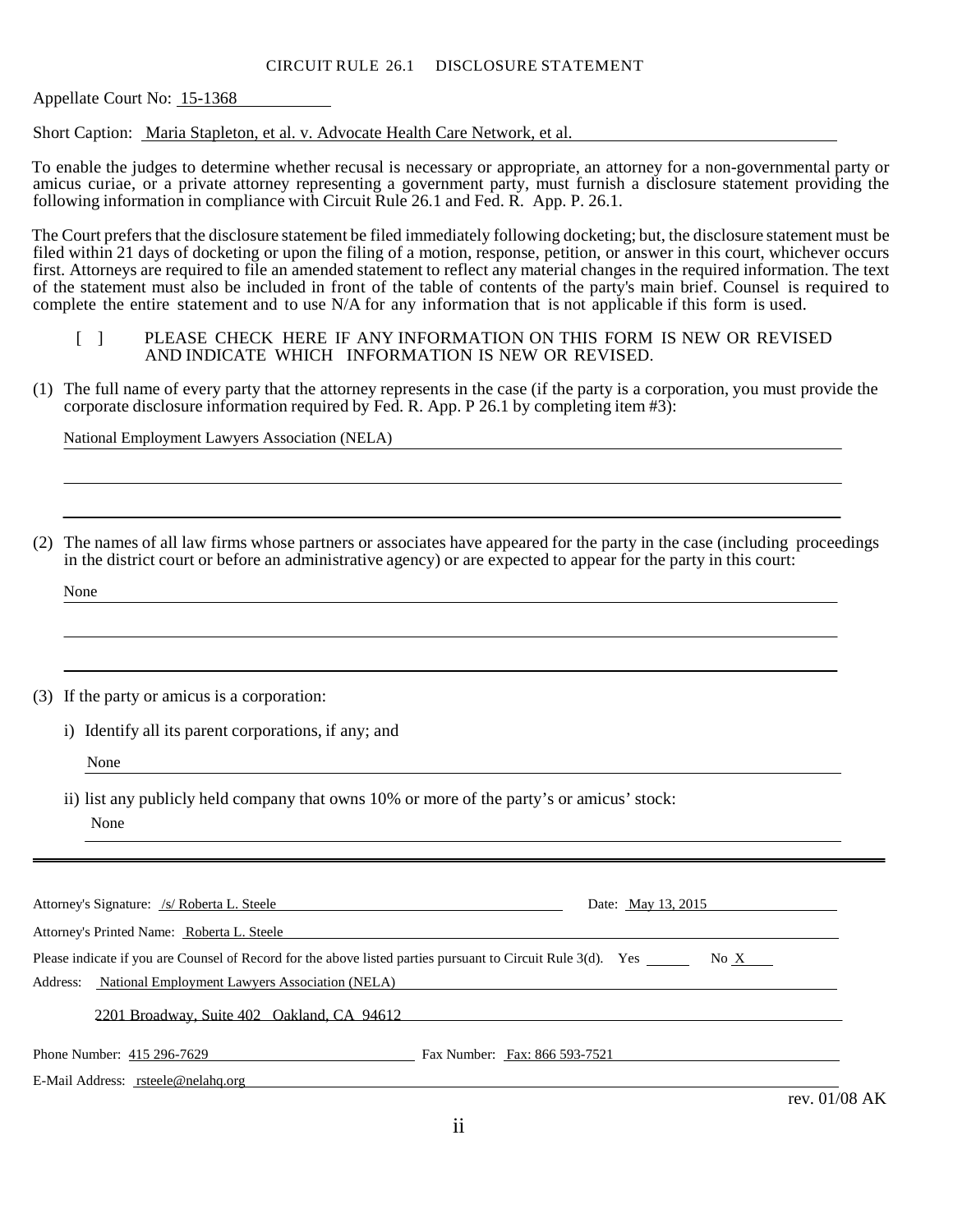CIRCUIT RULE 26.1 DISCLOSURE STATEMENT

Appellate Court No: 15-1368

Short Caption: Maria Stapleton, et al. v. Advocate Health Care Network, et al.

To enable the judges to determine whether recusal is necessary or appropriate, an attorney for a non-governmental party or amicus curiae, or a private attorney representing a government party, must furnish a disclosure statement providing the following information in compliance with Circuit Rule 26.1 and Fed. R. App. P. 26.1.

The Court prefers that the disclosure statement be filed immediately following docketing; but, the disclosure statement must be filed within 21 days of docketing or upon the filing of a motion, response, petition, or answer in this court, whichever occurs first. Attorneys are required to file an amended statement to reflect any material changes in the required information. The text of the statement must also be included in front of the table of contents of the party's main brief. Counsel is required to complete the entire statement and to use N/A for any information that is not applicable if this form is used.

[ ] PLEASE CHECK HERE IF ANY INFORMATION ON THIS FORM IS NEW OR REVISED AND INDICATE WHICH INFORMATION IS NEW OR REVISED.

(1) The full name of every party that the attorney represents in the case (if the party is a corporation, you must provide the corporate disclosure information required by Fed. R. App. P 26.1 by completing item #3):

National Employment Lawyers Association (NELA)

(2) The names of all law firms whose partners or associates have appeared for the party in the case (including proceedings in the district court or before an administrative agency) or are expected to appear for the party in this court:

None

(3) If the party or amicus is a corporation:

i) Identify all its parent corporations, if any; and

None

ii) list any publicly held company that owns 10% or more of the party's or amicus' stock:

None

---

Attorney's Signature: /s/ Roberta L. Steele    Date: May 13, 2015

Attorney's Printed Name: Roberta L. Steele

Please indicate if you are Counsel of Record for the above listed parties pursuant to Circuit Rule 3(d). Yes ____ No X

Address: National Employment Lawyers Association (NELA)

2201 Broadway, Suite 402 Oakland, CA 94612

Phone Number: 415 296-7629    Fax Number: Fax: 866 593-7521

E-Mail Address: rsteele@nelahq.org

rev. 01/08 AK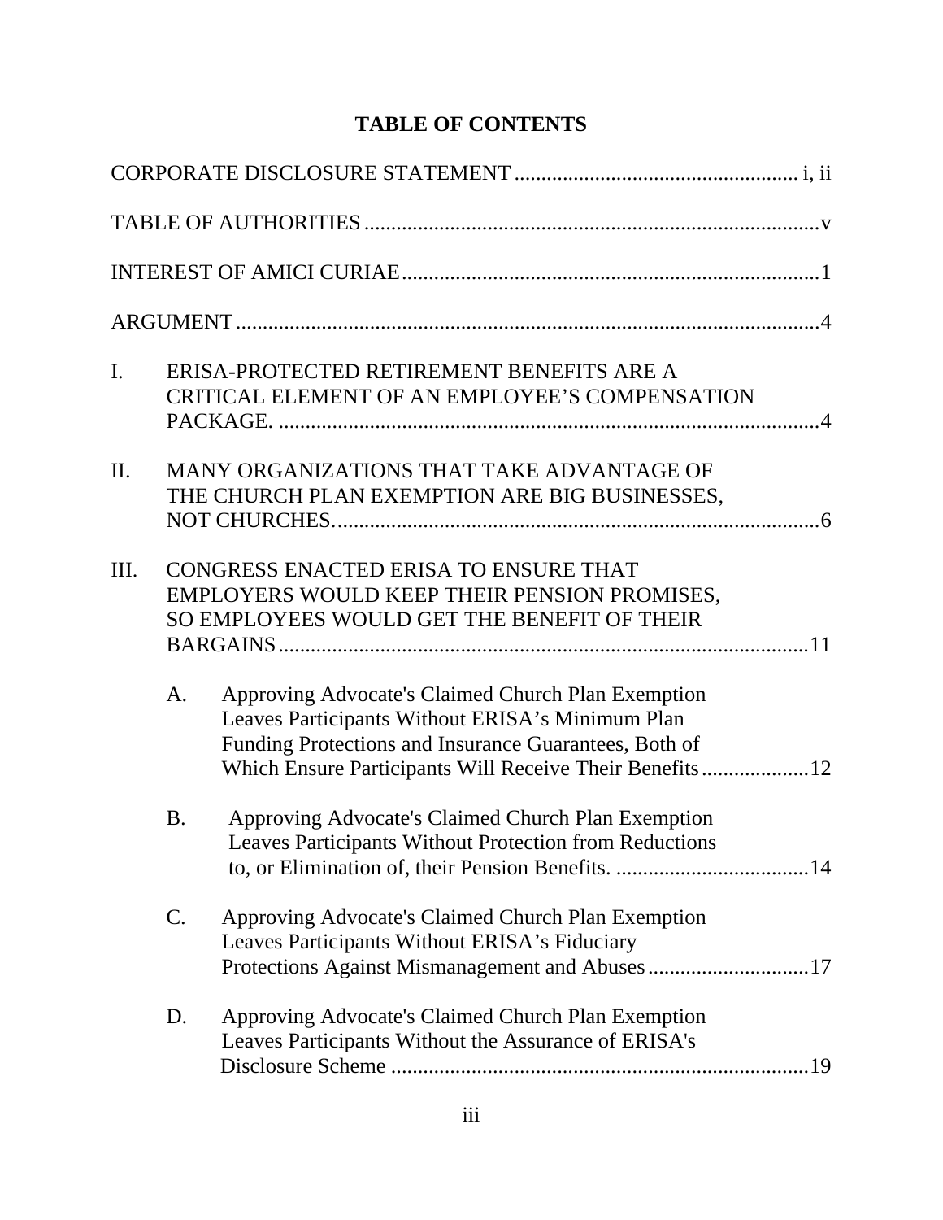# TABLE OF CONTENTS

CORPORATE DISCLOSURE STATEMENT .................................................... i, ii

TABLE OF AUTHORITIES .....................................................................................v

INTEREST OF AMICI CURIAE ............................................................................1

ARGUMENT ............................................................................................................4

I. ERISA-PROTECTED RETIREMENT BENEFITS ARE A CRITICAL ELEMENT OF AN EMPLOYEE'S COMPENSATION PACKAGE. ....................................................................................................4

II. MANY ORGANIZATIONS THAT TAKE ADVANTAGE OF THE CHURCH PLAN EXEMPTION ARE BIG BUSINESSES, NOT CHURCHES. ..........................................................................................6

III. CONGRESS ENACTED ERISA TO ENSURE THAT EMPLOYERS WOULD KEEP THEIR PENSION PROMISES, SO EMPLOYEES WOULD GET THE BENEFIT OF THEIR BARGAINS ..................................................................................................11

   A. Approving Advocate's Claimed Church Plan Exemption Leaves Participants Without ERISA's Minimum Plan Funding Protections and Insurance Guarantees, Both of Which Ensure Participants Will Receive Their Benefits ....................12

   B. Approving Advocate's Claimed Church Plan Exemption Leaves Participants Without Protection from Reductions to, or Elimination of, their Pension Benefits. ....................................14

   C. Approving Advocate's Claimed Church Plan Exemption Leaves Participants Without ERISA's Fiduciary Protections Against Mismanagement and Abuses ..............................17

   D. Approving Advocate's Claimed Church Plan Exemption Leaves Participants Without the Assurance of ERISA's Disclosure Scheme ..............................................................................19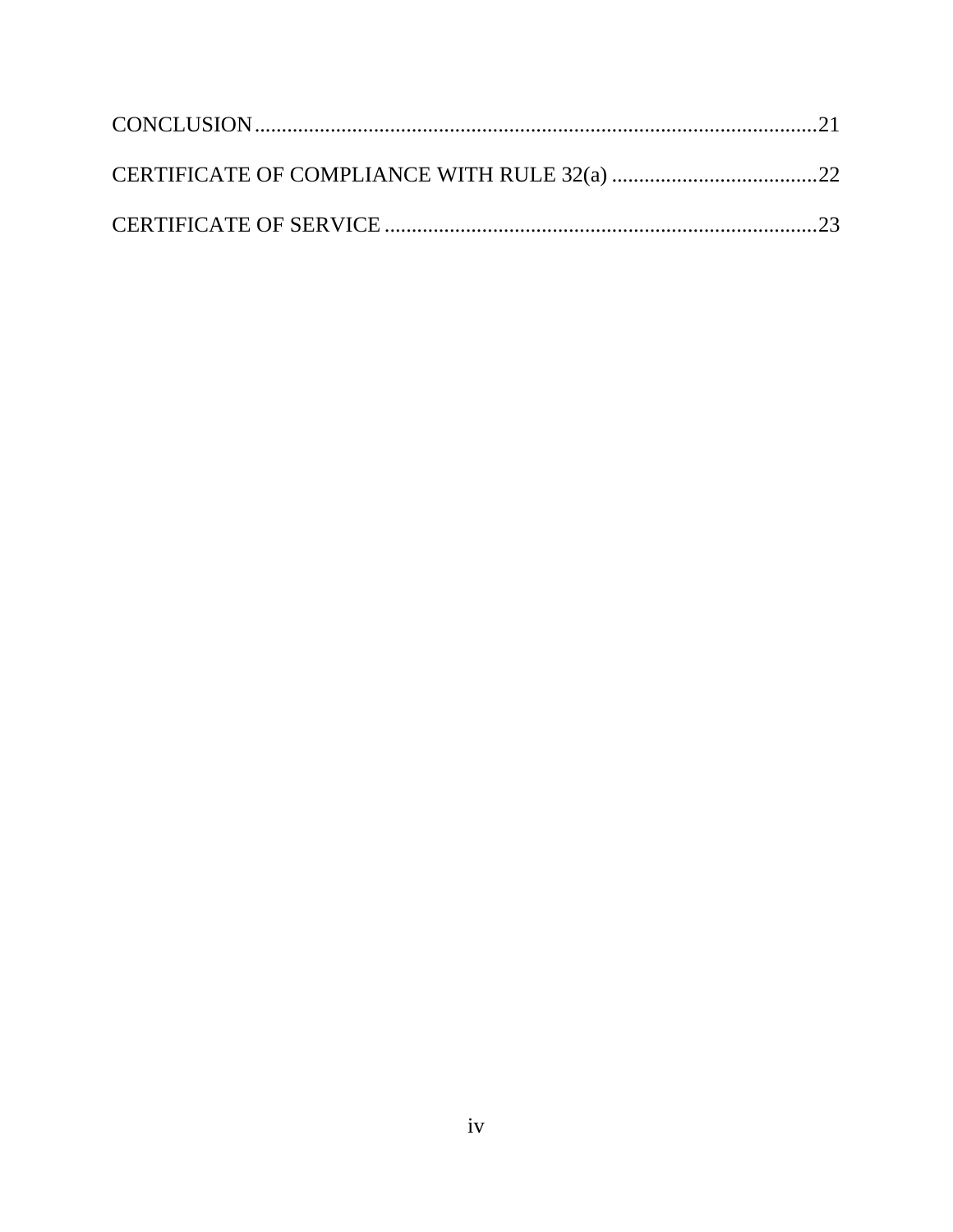CONCLUSION........................................................................................................21

CERTIFICATE OF COMPLIANCE WITH RULE 32(a) ......................................22

CERTIFICATE OF SERVICE ................................................................................23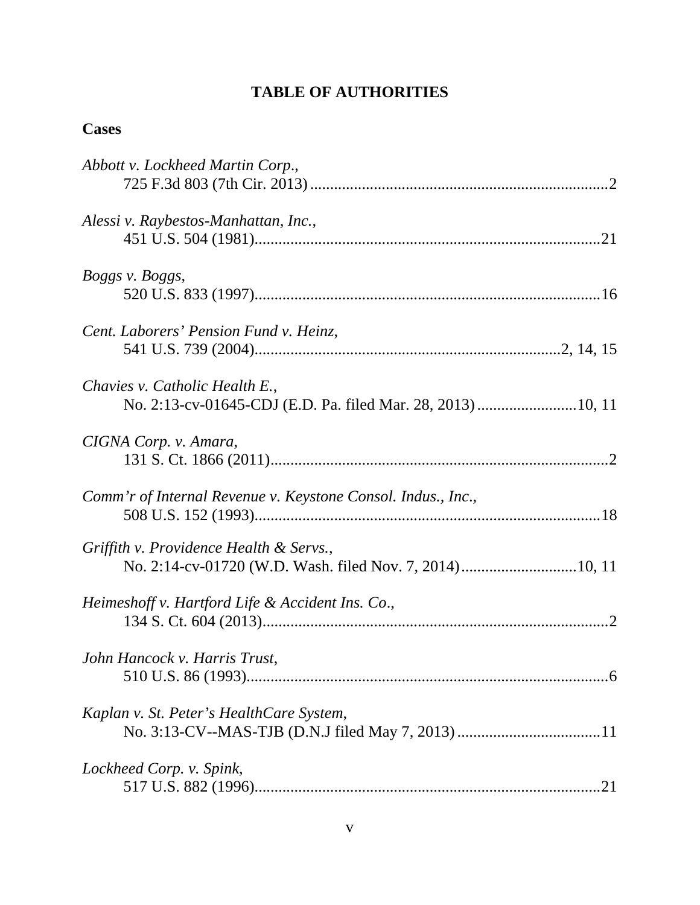# TABLE OF AUTHORITIES

## Cases

*Abbott v. Lockheed Martin Corp.*,
725 F.3d 803 (7th Cir. 2013) ....................................................................2

*Alessi v. Raybestos-Manhattan, Inc.*,
451 U.S. 504 (1981)....................................................................................21

*Boggs v. Boggs*,
520 U.S. 833 (1997)....................................................................................16

*Cent. Laborers' Pension Fund v. Heinz*,
541 U.S. 739 (2004)..........................................................................2, 14, 15

*Chavies v. Catholic Health E.*,
No. 2:13-cv-01645-CDJ (E.D. Pa. filed Mar. 28, 2013).........................10, 11

*CIGNA Corp. v. Amara*,
131 S. Ct. 1866 (2011)..................................................................................2

*Comm'r of Internal Revenue v. Keystone Consol. Indus., Inc.*,
508 U.S. 152 (1993)....................................................................................18

*Griffith v. Providence Health & Servs.*,
No. 2:14-cv-01720 (W.D. Wash. filed Nov. 7, 2014).............................10, 11

*Heimeshoff v. Hartford Life & Accident Ins. Co*.,
134 S. Ct. 604 (2013)....................................................................................2

*John Hancock v. Harris Trust*,
510 U.S. 86 (1993)........................................................................................6

*Kaplan v. St. Peter's HealthCare System*,
No. 3:13-CV--MAS-TJB (D.N.J filed May 7, 2013) ....................................11

*Lockheed Corp. v. Spink*,
517 U.S. 882 (1996)....................................................................................21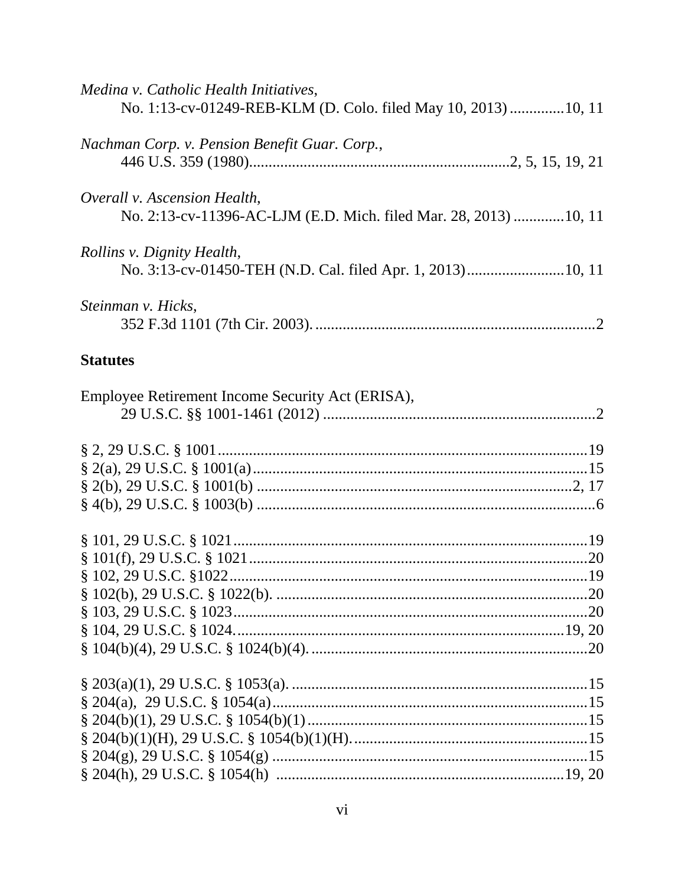*Medina v. Catholic Health Initiatives*,
No. 1:13-cv-01249-REB-KLM (D. Colo. filed May 10, 2013) .............10, 11

*Nachman Corp. v. Pension Benefit Guar. Corp.*,
446 U.S. 359 (1980)..................................................................2, 5, 15, 19, 21

*Overall v. Ascension Health*,
No. 2:13-cv-11396-AC-LJM (E.D. Mich. filed Mar. 28, 2013) ............10, 11

*Rollins v. Dignity Health*,
No. 3:13-cv-01450-TEH (N.D. Cal. filed Apr. 1, 2013).........................10, 11

*Steinman v. Hicks*,
352 F.3d 1101 (7th Cir. 2003). .......................................................................2

**Statutes**

Employee Retirement Income Security Act (ERISA),
29 U.S.C. §§ 1001-1461 (2012) .....................................................................2

§ 2, 29 U.S.C. § 1001..............................................................................................19
§ 2(a), 29 U.S.C. § 1001(a)....................................................................................15
§ 2(b), 29 U.S.C. § 1001(b) ..................................................................................2, 17
§ 4(b), 29 U.S.C. § 1003(b) .....................................................................................6

§ 101, 29 U.S.C. § 1021..........................................................................................19
§ 101(f), 29 U.S.C. § 1021......................................................................................20
§ 102, 29 U.S.C. §1022...........................................................................................19
§ 102(b), 29 U.S.C. § 1022(b). ...............................................................................20
§ 103, 29 U.S.C. § 1023..........................................................................................20
§ 104, 29 U.S.C. § 1024.....................................................................................19, 20
§ 104(b)(4), 29 U.S.C. § 1024(b)(4).......................................................................20

§ 203(a)(1), 29 U.S.C. § 1053(a). ...........................................................................15
§ 204(a), 29 U.S.C. § 1054(a)...............................................................................15
§ 204(b)(1), 29 U.S.C. § 1054(b)(1).......................................................................15
§ 204(b)(1)(H), 29 U.S.C. § 1054(b)(1)(H)............................................................15
§ 204(g), 29 U.S.C. § 1054(g) ................................................................................15
§ 204(h), 29 U.S.C. § 1054(h) ..........................................................................19, 20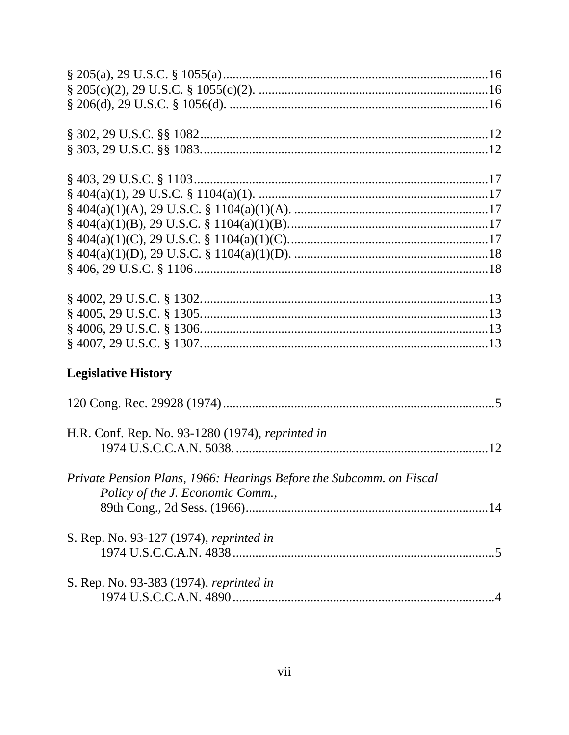§ 205(a), 29 U.S.C. § 1055(a) ................................................................................16
§ 205(c)(2), 29 U.S.C. § 1055(c)(2). ......................................................................16
§ 206(d), 29 U.S.C. § 1056(d). ...............................................................................16

§ 302, 29 U.S.C. §§ 1082.......................................................................................12
§ 303, 29 U.S.C. §§ 1083.......................................................................................12

§ 403, 29 U.S.C. § 1103.........................................................................................17
§ 404(a)(1), 29 U.S.C. § 1104(a)(1). ......................................................................17
§ 404(a)(1)(A), 29 U.S.C. § 1104(a)(1)(A). ...........................................................17
§ 404(a)(1)(B), 29 U.S.C. § 1104(a)(1)(B).............................................................17
§ 404(a)(1)(C), 29 U.S.C. § 1104(a)(1)(C).............................................................17
§ 404(a)(1)(D), 29 U.S.C. § 1104(a)(1)(D). ...........................................................18
§ 406, 29 U.S.C. § 1106.........................................................................................18

§ 4002, 29 U.S.C. § 1302.......................................................................................13
§ 4005, 29 U.S.C. § 1305.......................................................................................13
§ 4006, 29 U.S.C. § 1306.......................................................................................13
§ 4007, 29 U.S.C. § 1307.......................................................................................13

## Legislative History

120 Cong. Rec. 29928 (1974)..................................................................................5

H.R. Conf. Rep. No. 93-1280 (1974), *reprinted in*
1974 U.S.C.C.A.N. 5038.............................................................................12

*Private Pension Plans, 1966: Hearings Before the Subcomm. on Fiscal Policy of the J. Economic Comm.*,
89th Cong., 2d Sess. (1966)..........................................................................14

S. Rep. No. 93-127 (1974), *reprinted in*
1974 U.S.C.C.A.N. 4838...............................................................................5

S. Rep. No. 93-383 (1974), *reprinted in*
1974 U.S.C.C.A.N. 4890...............................................................................4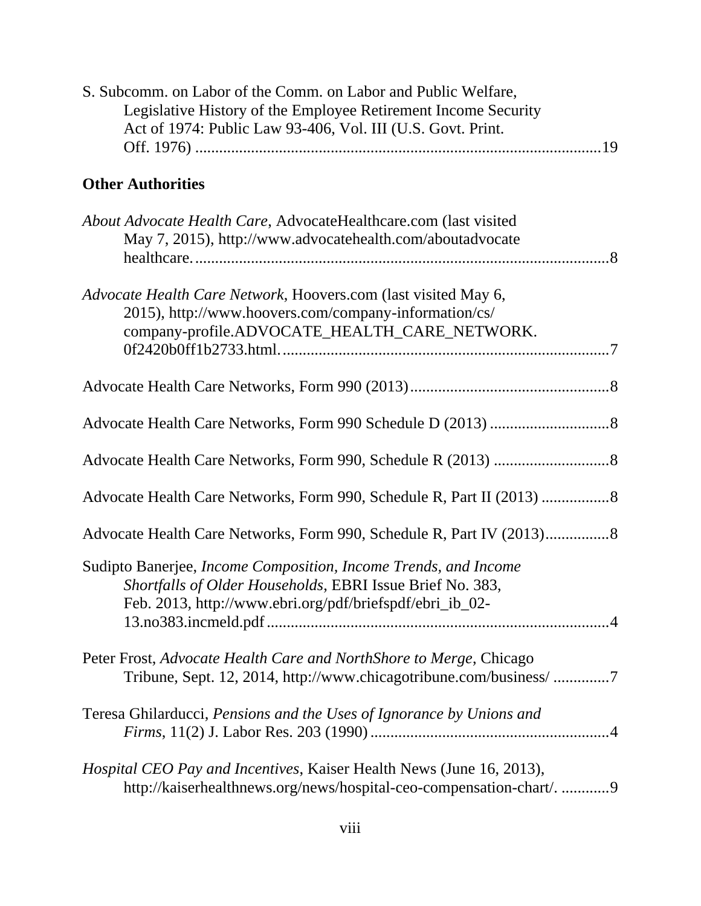S. Subcomm. on Labor of the Comm. on Labor and Public Welfare, Legislative History of the Employee Retirement Income Security Act of 1974: Public Law 93-406, Vol. III (U.S. Govt. Print. Off. 1976) ....................................................................................................19

**Other Authorities**

*About Advocate Health Care*, AdvocateHealthcare.com (last visited May 7, 2015), http://www.advocatehealth.com/aboutadvocate healthcare. ....................................................................................................8

*Advocate Health Care Network*, Hoovers.com (last visited May 6, 2015), http://www.hoovers.com/company-information/cs/ company-profile.ADVOCATE_HEALTH_CARE_NETWORK. 0f2420b0ff1b2733.html. ................................................................................7

Advocate Health Care Networks, Form 990 (2013).................................................8

Advocate Health Care Networks, Form 990 Schedule D (2013) .............................8

Advocate Health Care Networks, Form 990, Schedule R (2013) ............................8

Advocate Health Care Networks, Form 990, Schedule R, Part II (2013) ................8

Advocate Health Care Networks, Form 990, Schedule R, Part IV (2013)................8

Sudipto Banerjee, *Income Composition, Income Trends, and Income Shortfalls of Older Households*, EBRI Issue Brief No. 383, Feb. 2013, http://www.ebri.org/pdf/briefspdf/ebri_ib_02-13.no383.incmeld.pdf .....................................................................................4

Peter Frost, *Advocate Health Care and NorthShore to Merge*, Chicago Tribune, Sept. 12, 2014, http://www.chicagotribune.com/business/ ..............7

Teresa Ghilarducci, *Pensions and the Uses of Ignorance by Unions and Firms*, 11(2) J. Labor Res. 203 (1990) ...........................................................4

*Hospital CEO Pay and Incentives*, Kaiser Health News (June 16, 2013), http://kaiserhealthnews.org/news/hospital-ceo-compensation-chart/. ............9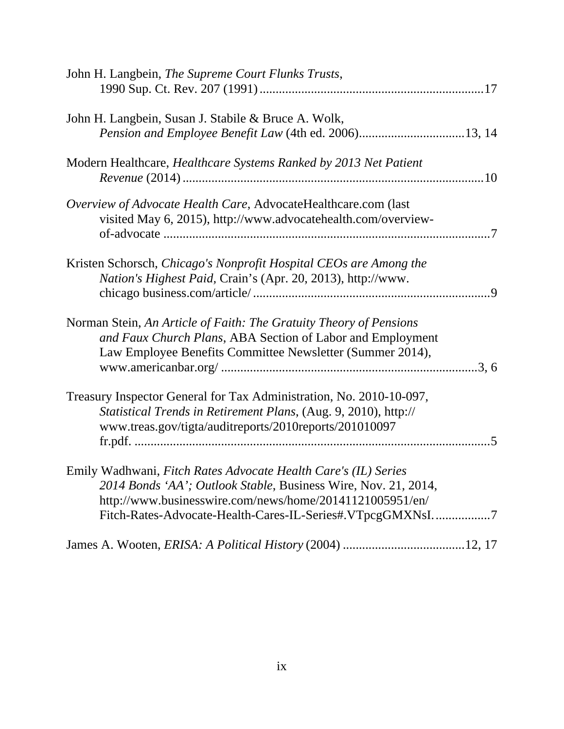John H. Langbein, *The Supreme Court Flunks Trusts*, 1990 Sup. Ct. Rev. 207 (1991) ....................................................................17

John H. Langbein, Susan J. Stabile & Bruce A. Wolk, *Pension and Employee Benefit Law* (4th ed. 2006)................................13, 14

Modern Healthcare, *Healthcare Systems Ranked by 2013 Net Patient Revenue* (2014) ............................................................................................10

*Overview of Advocate Health Care*, AdvocateHealthcare.com (last visited May 6, 2015), http://www.advocatehealth.com/overview-of-advocate ....................................................................................................7

Kristen Schorsch, *Chicago's Nonprofit Hospital CEOs are Among the Nation's Highest Paid*, Crain's (Apr. 20, 2013), http://www. chicago business.com/article/ ........................................................................9

Norman Stein, *An Article of Faith: The Gratuity Theory of Pensions and Faux Church Plans*, ABA Section of Labor and Employment Law Employee Benefits Committee Newsletter (Summer 2014), www.americanbar.org/ ..............................................................................3, 6

Treasury Inspector General for Tax Administration, No. 2010-10-097, *Statistical Trends in Retirement Plans*, (Aug. 9, 2010), http:// www.treas.gov/tigta/auditreports/2010reports/201010097 fr.pdf. ............................................................................................................5

Emily Wadhwani, *Fitch Rates Advocate Health Care's (IL) Series 2014 Bonds 'AA'; Outlook Stable*, Business Wire, Nov. 21, 2014, http://www.businesswire.com/news/home/20141121005951/en/ Fitch-Rates-Advocate-Health-Cares-IL-Series#.VTpcgGMXNsI. ................7

James A. Wooten, *ERISA: A Political History* (2004) .....................................12, 17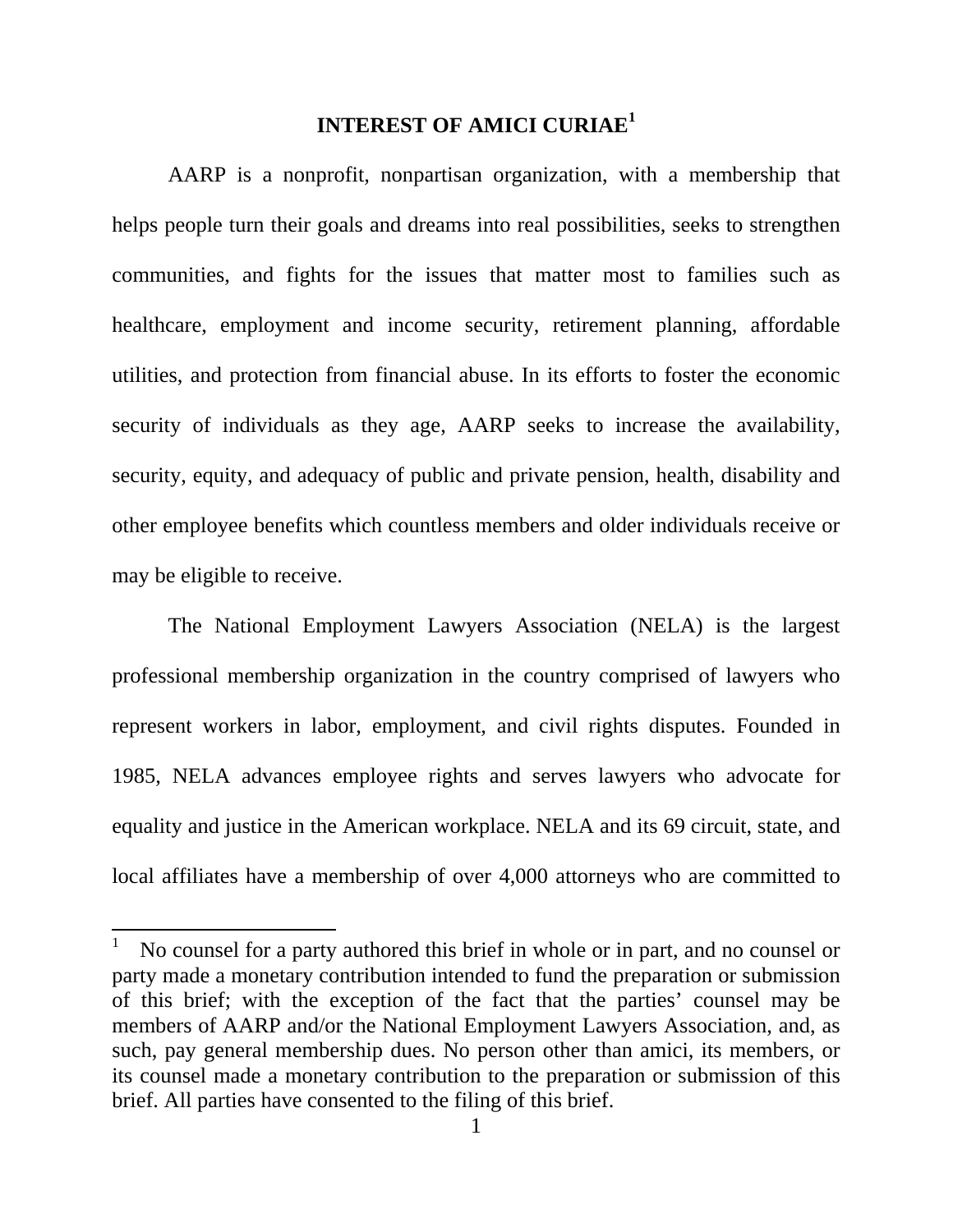# INTEREST OF AMICI CURIAE[1]

AARP is a nonprofit, nonpartisan organization, with a membership that helps people turn their goals and dreams into real possibilities, seeks to strengthen communities, and fights for the issues that matter most to families such as healthcare, employment and income security, retirement planning, affordable utilities, and protection from financial abuse. In its efforts to foster the economic security of individuals as they age, AARP seeks to increase the availability, security, equity, and adequacy of public and private pension, health, disability and other employee benefits which countless members and older individuals receive or may be eligible to receive.

The National Employment Lawyers Association (NELA) is the largest professional membership organization in the country comprised of lawyers who represent workers in labor, employment, and civil rights disputes. Founded in 1985, NELA advances employee rights and serves lawyers who advocate for equality and justice in the American workplace. NELA and its 69 circuit, state, and local affiliates have a membership of over 4,000 attorneys who are committed to

---

[1] No counsel for a party authored this brief in whole or in part, and no counsel or party made a monetary contribution intended to fund the preparation or submission of this brief; with the exception of the fact that the parties' counsel may be members of AARP and/or the National Employment Lawyers Association, and, as such, pay general membership dues. No person other than amici, its members, or its counsel made a monetary contribution to the preparation or submission of this brief. All parties have consented to the filing of this brief.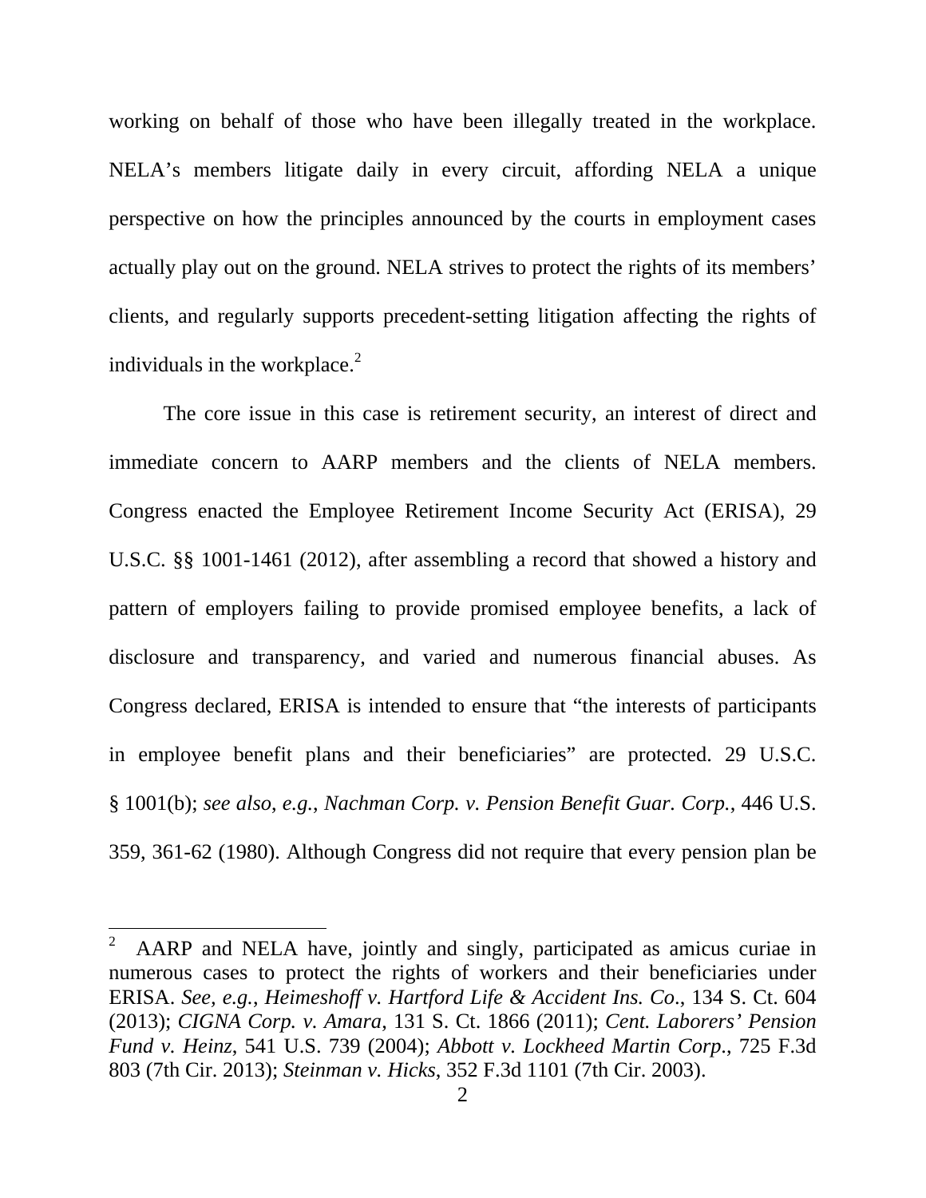working on behalf of those who have been illegally treated in the workplace. NELA's members litigate daily in every circuit, affording NELA a unique perspective on how the principles announced by the courts in employment cases actually play out on the ground. NELA strives to protect the rights of its members' clients, and regularly supports precedent-setting litigation affecting the rights of individuals in the workplace.[2]

The core issue in this case is retirement security, an interest of direct and immediate concern to AARP members and the clients of NELA members. Congress enacted the Employee Retirement Income Security Act (ERISA), 29 U.S.C. §§ 1001-1461 (2012), after assembling a record that showed a history and pattern of employers failing to provide promised employee benefits, a lack of disclosure and transparency, and varied and numerous financial abuses. As Congress declared, ERISA is intended to ensure that "the interests of participants in employee benefit plans and their beneficiaries" are protected. 29 U.S.C. § 1001(b); *see also, e.g.*, *Nachman Corp. v. Pension Benefit Guar. Corp.*, 446 U.S. 359, 361-62 (1980). Although Congress did not require that every pension plan be

---

[2] AARP and NELA have, jointly and singly, participated as amicus curiae in numerous cases to protect the rights of workers and their beneficiaries under ERISA. *See, e.g.*, *Heimeshoff v. Hartford Life & Accident Ins. Co*., 134 S. Ct. 604 (2013); *CIGNA Corp. v. Amara*, 131 S. Ct. 1866 (2011); *Cent. Laborers' Pension Fund v. Heinz*, 541 U.S. 739 (2004); *Abbott v. Lockheed Martin Corp*., 725 F.3d 803 (7th Cir. 2013); *Steinman v. Hicks*, 352 F.3d 1101 (7th Cir. 2003).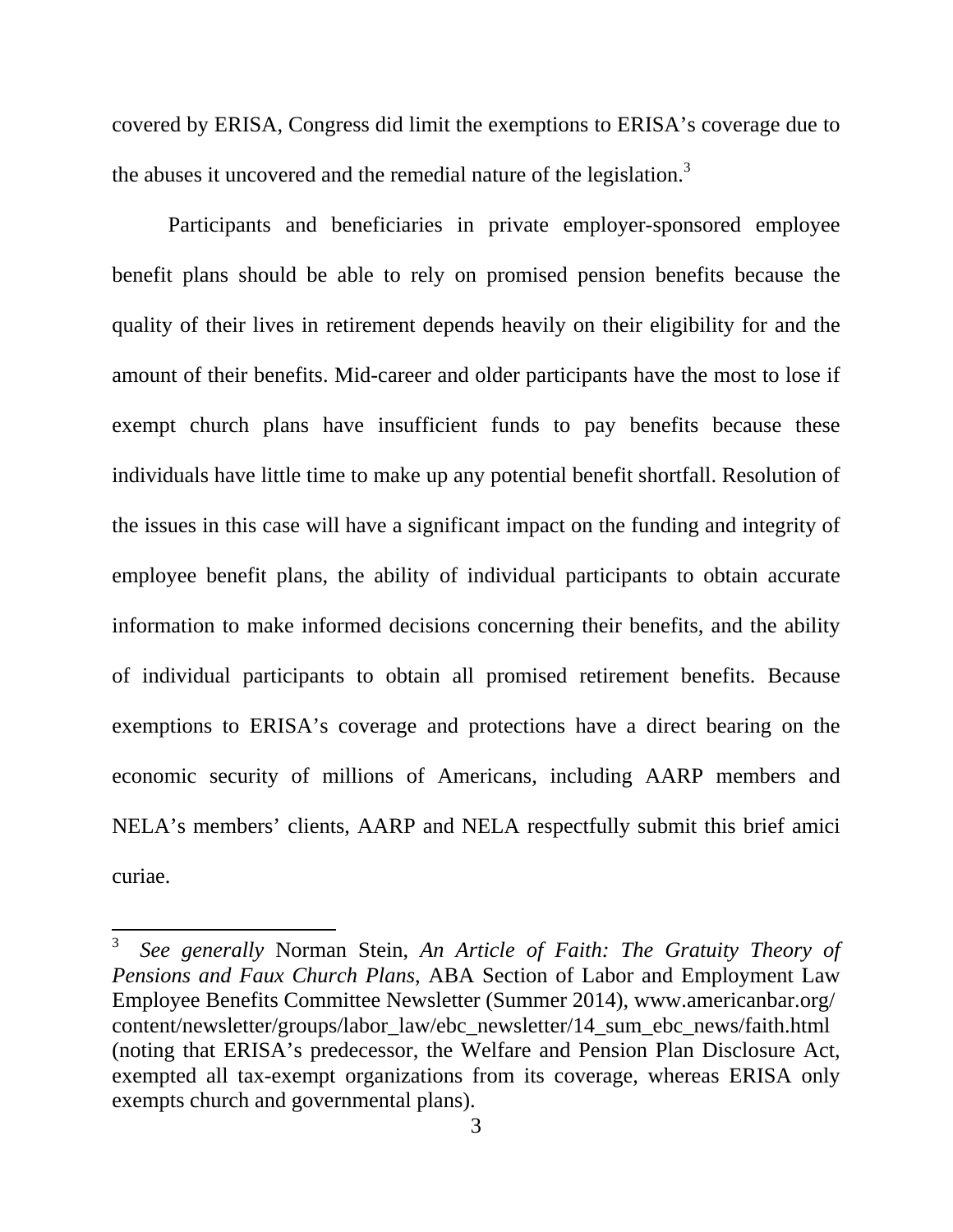covered by ERISA, Congress did limit the exemptions to ERISA's coverage due to the abuses it uncovered and the remedial nature of the legislation.[3]

Participants and beneficiaries in private employer-sponsored employee benefit plans should be able to rely on promised pension benefits because the quality of their lives in retirement depends heavily on their eligibility for and the amount of their benefits. Mid-career and older participants have the most to lose if exempt church plans have insufficient funds to pay benefits because these individuals have little time to make up any potential benefit shortfall. Resolution of the issues in this case will have a significant impact on the funding and integrity of employee benefit plans, the ability of individual participants to obtain accurate information to make informed decisions concerning their benefits, and the ability of individual participants to obtain all promised retirement benefits. Because exemptions to ERISA's coverage and protections have a direct bearing on the economic security of millions of Americans, including AARP members and NELA's members' clients, AARP and NELA respectfully submit this brief amici curiae.

---

[3] *See generally* Norman Stein, *An Article of Faith: The Gratuity Theory of Pensions and Faux Church Plans*, ABA Section of Labor and Employment Law Employee Benefits Committee Newsletter (Summer 2014), www.americanbar.org/content/newsletter/groups/labor_law/ebc_newsletter/14_sum_ebc_news/faith.html (noting that ERISA's predecessor, the Welfare and Pension Plan Disclosure Act, exempted all tax-exempt organizations from its coverage, whereas ERISA only exempts church and governmental plans).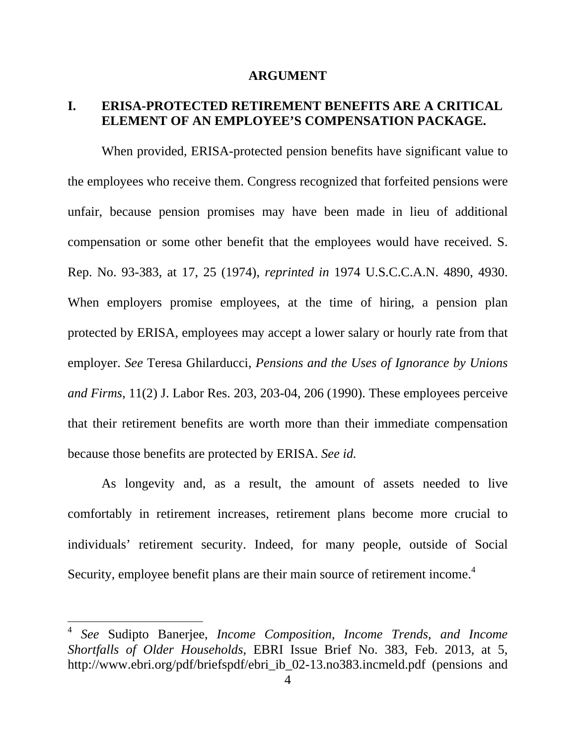# ARGUMENT

## I. ERISA-PROTECTED RETIREMENT BENEFITS ARE A CRITICAL ELEMENT OF AN EMPLOYEE'S COMPENSATION PACKAGE.

When provided, ERISA-protected pension benefits have significant value to the employees who receive them. Congress recognized that forfeited pensions were unfair, because pension promises may have been made in lieu of additional compensation or some other benefit that the employees would have received. S. Rep. No. 93-383, at 17, 25 (1974), *reprinted in* 1974 U.S.C.C.A.N. 4890, 4930. When employers promise employees, at the time of hiring, a pension plan protected by ERISA, employees may accept a lower salary or hourly rate from that employer. *See* Teresa Ghilarducci, *Pensions and the Uses of Ignorance by Unions and Firms*, 11(2) J. Labor Res. 203, 203-04, 206 (1990). These employees perceive that their retirement benefits are worth more than their immediate compensation because those benefits are protected by ERISA. *See id.*

As longevity and, as a result, the amount of assets needed to live comfortably in retirement increases, retirement plans become more crucial to individuals' retirement security. Indeed, for many people, outside of Social Security, employee benefit plans are their main source of retirement income.[4]

---

[4] *See* Sudipto Banerjee, *Income Composition, Income Trends, and Income Shortfalls of Older Households*, EBRI Issue Brief No. 383, Feb. 2013, at 5, http://www.ebri.org/pdf/briefspdf/ebri_ib_02-13.no383.incmeld.pdf (pensions and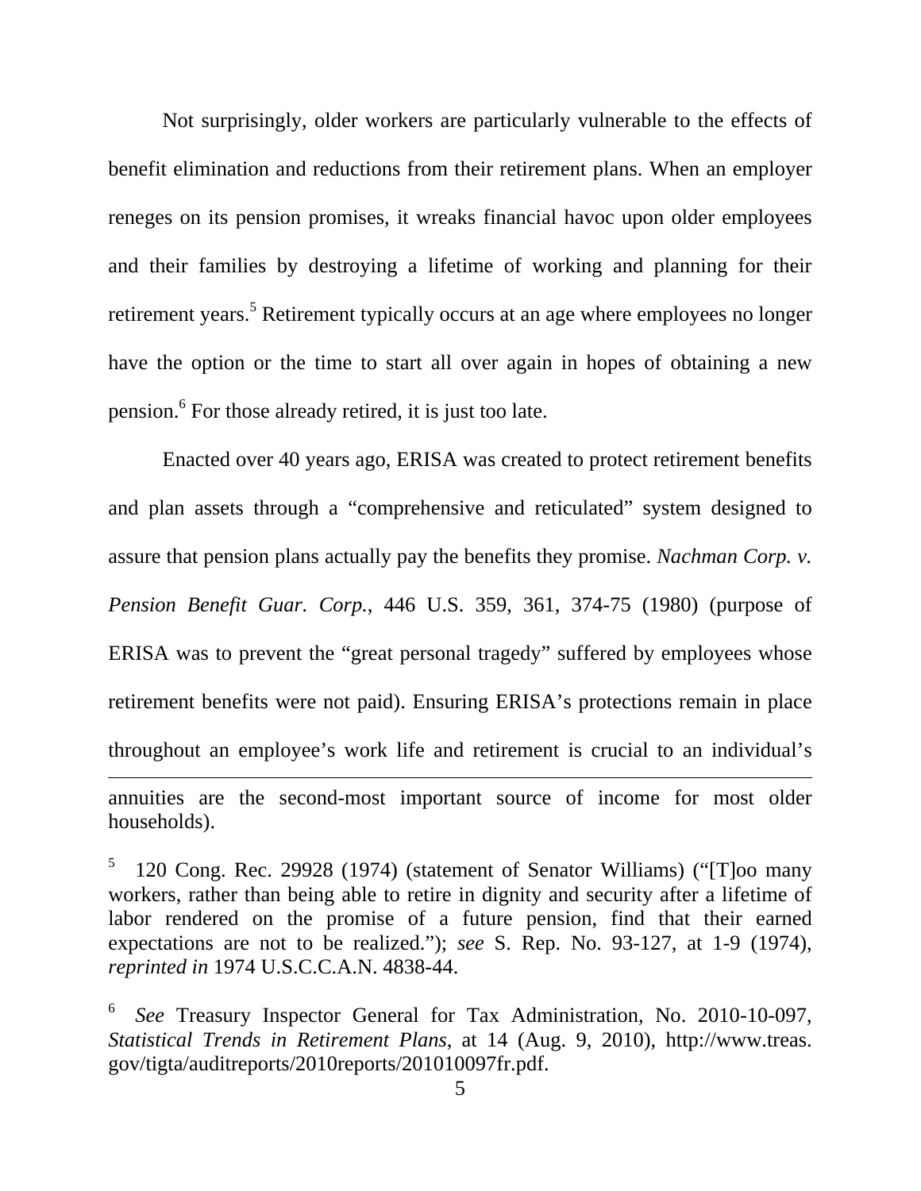Not surprisingly, older workers are particularly vulnerable to the effects of benefit elimination and reductions from their retirement plans. When an employer reneges on its pension promises, it wreaks financial havoc upon older employees and their families by destroying a lifetime of working and planning for their retirement years.[5] Retirement typically occurs at an age where employees no longer have the option or the time to start all over again in hopes of obtaining a new pension.[6] For those already retired, it is just too late.

Enacted over 40 years ago, ERISA was created to protect retirement benefits and plan assets through a "comprehensive and reticulated" system designed to assure that pension plans actually pay the benefits they promise. *Nachman Corp. v. Pension Benefit Guar. Corp.*, 446 U.S. 359, 361, 374-75 (1980) (purpose of ERISA was to prevent the "great personal tragedy" suffered by employees whose retirement benefits were not paid). Ensuring ERISA's protections remain in place throughout an employee's work life and retirement is crucial to an individual's

---

annuities are the second-most important source of income for most older households).

[5] 120 Cong. Rec. 29928 (1974) (statement of Senator Williams) ("[T]oo many workers, rather than being able to retire in dignity and security after a lifetime of labor rendered on the promise of a future pension, find that their earned expectations are not to be realized."); *see* S. Rep. No. 93-127, at 1-9 (1974), *reprinted in* 1974 U.S.C.C.A.N. 4838-44.

[6] *See* Treasury Inspector General for Tax Administration, No. 2010-10-097, *Statistical Trends in Retirement Plans*, at 14 (Aug. 9, 2010), http://www.treas.gov/tigta/auditreports/2010reports/201010097fr.pdf.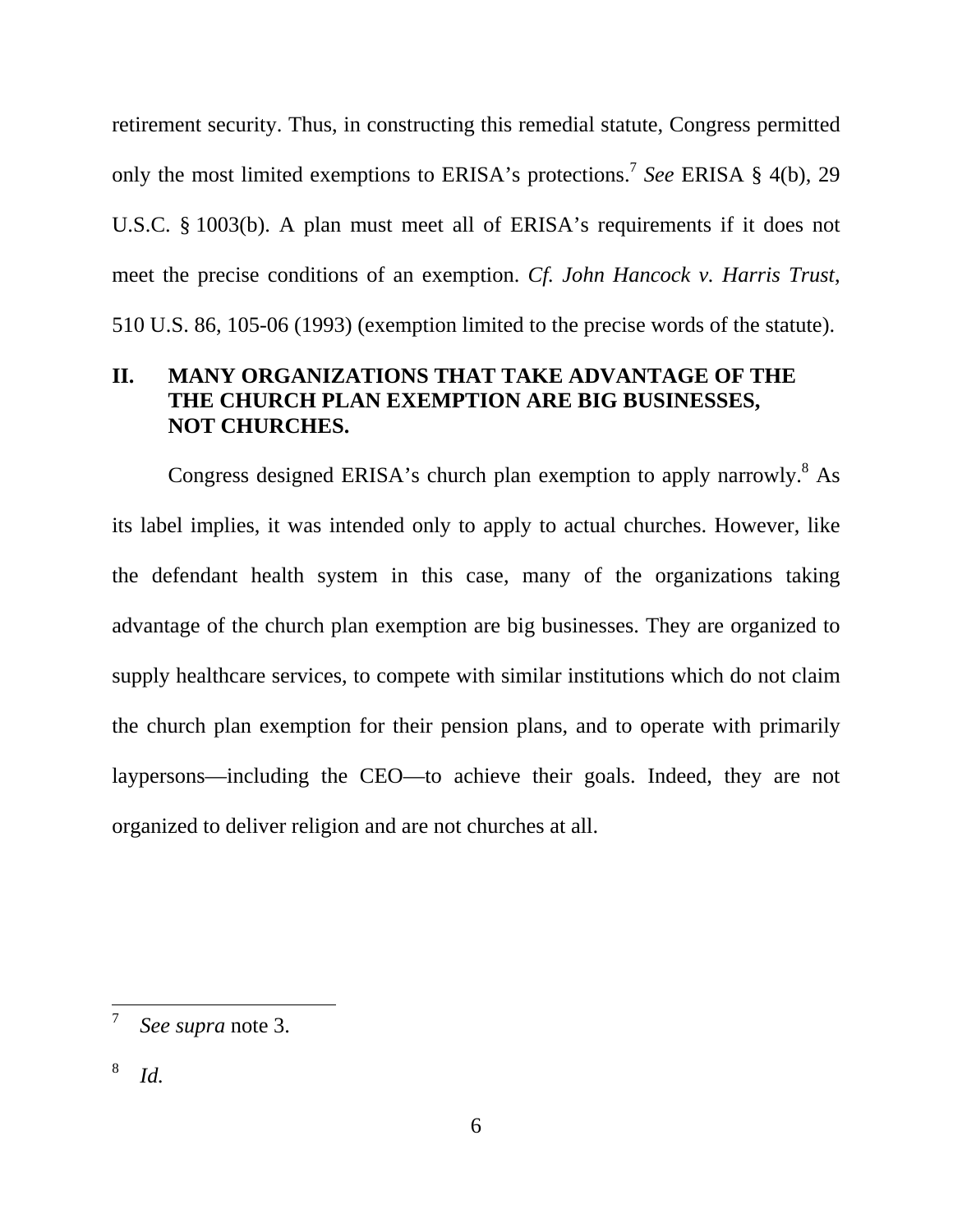retirement security. Thus, in constructing this remedial statute, Congress permitted only the most limited exemptions to ERISA's protections.[7] *See* ERISA § 4(b), 29 U.S.C. § 1003(b). A plan must meet all of ERISA's requirements if it does not meet the precise conditions of an exemption. *Cf. John Hancock v. Harris Trust*, 510 U.S. 86, 105-06 (1993) (exemption limited to the precise words of the statute).

## II. MANY ORGANIZATIONS THAT TAKE ADVANTAGE OF THE THE CHURCH PLAN EXEMPTION ARE BIG BUSINESSES, NOT CHURCHES.

Congress designed ERISA's church plan exemption to apply narrowly.[8] As its label implies, it was intended only to apply to actual churches. However, like the defendant health system in this case, many of the organizations taking advantage of the church plan exemption are big businesses. They are organized to supply healthcare services, to compete with similar institutions which do not claim the church plan exemption for their pension plans, and to operate with primarily laypersons—including the CEO—to achieve their goals. Indeed, they are not organized to deliver religion and are not churches at all.

---

[7] *See supra* note 3.

[8] *Id.*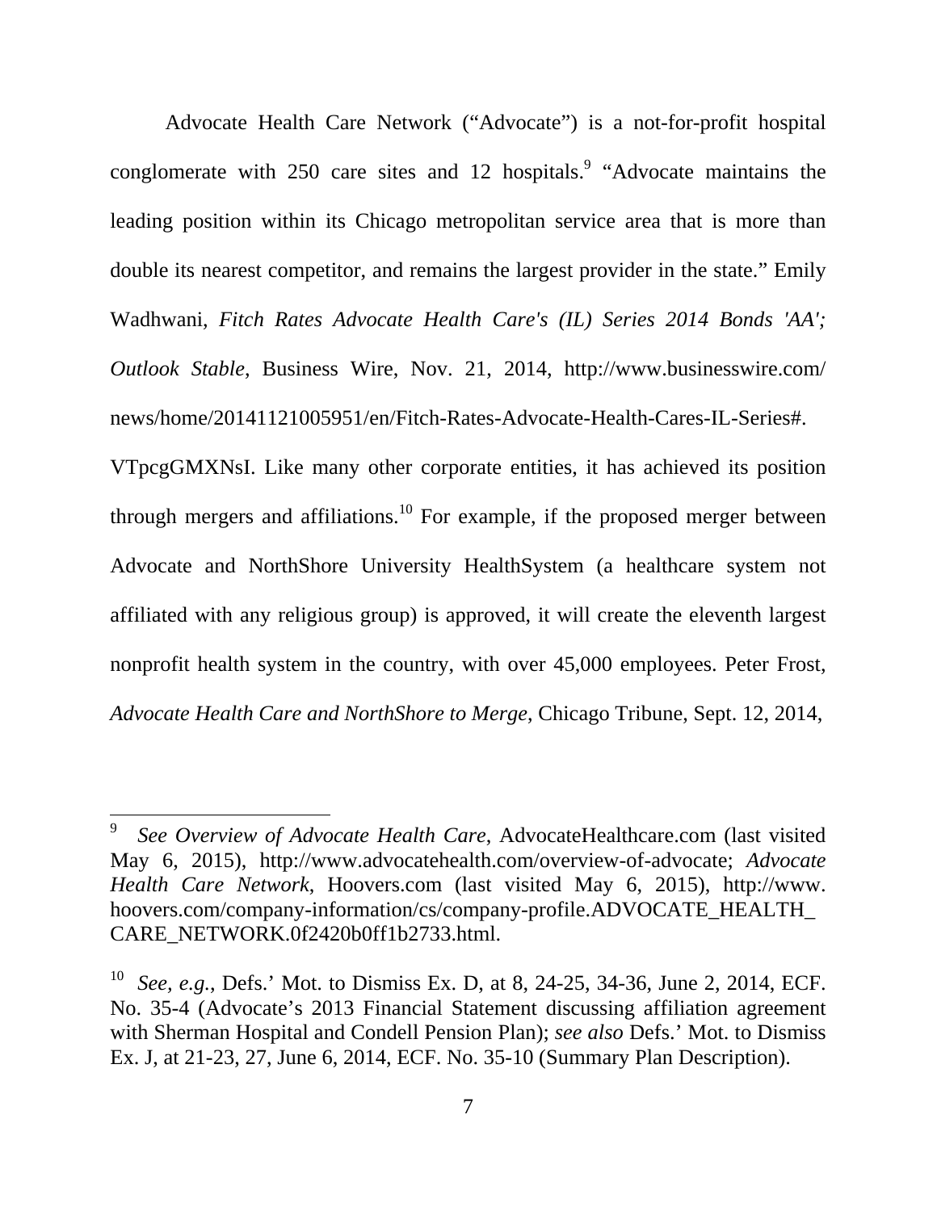Advocate Health Care Network ("Advocate") is a not-for-profit hospital conglomerate with 250 care sites and 12 hospitals.[9] "Advocate maintains the leading position within its Chicago metropolitan service area that is more than double its nearest competitor, and remains the largest provider in the state." Emily Wadhwani, *Fitch Rates Advocate Health Care's (IL) Series 2014 Bonds 'AA'; Outlook Stable*, Business Wire, Nov. 21, 2014, http://www.businesswire.com/news/home/20141121005951/en/Fitch-Rates-Advocate-Health-Cares-IL-Series#.VTpcgGMXNsI. Like many other corporate entities, it has achieved its position through mergers and affiliations.[10] For example, if the proposed merger between Advocate and NorthShore University HealthSystem (a healthcare system not affiliated with any religious group) is approved, it will create the eleventh largest nonprofit health system in the country, with over 45,000 employees. Peter Frost, *Advocate Health Care and NorthShore to Merge*, Chicago Tribune, Sept. 12, 2014,

---

[9] *See Overview of Advocate Health Care*, AdvocateHealthcare.com (last visited May 6, 2015), http://www.advocatehealth.com/overview-of-advocate; *Advocate Health Care Network*, Hoovers.com (last visited May 6, 2015), http://www.hoovers.com/company-information/cs/company-profile.ADVOCATE_HEALTH_CARE_NETWORK.0f2420b0ff1b2733.html.

[10] *See, e.g.*, Defs.' Mot. to Dismiss Ex. D, at 8, 24-25, 34-36, June 2, 2014, ECF. No. 35-4 (Advocate's 2013 Financial Statement discussing affiliation agreement with Sherman Hospital and Condell Pension Plan); *see also* Defs.' Mot. to Dismiss Ex. J, at 21-23, 27, June 6, 2014, ECF. No. 35-10 (Summary Plan Description).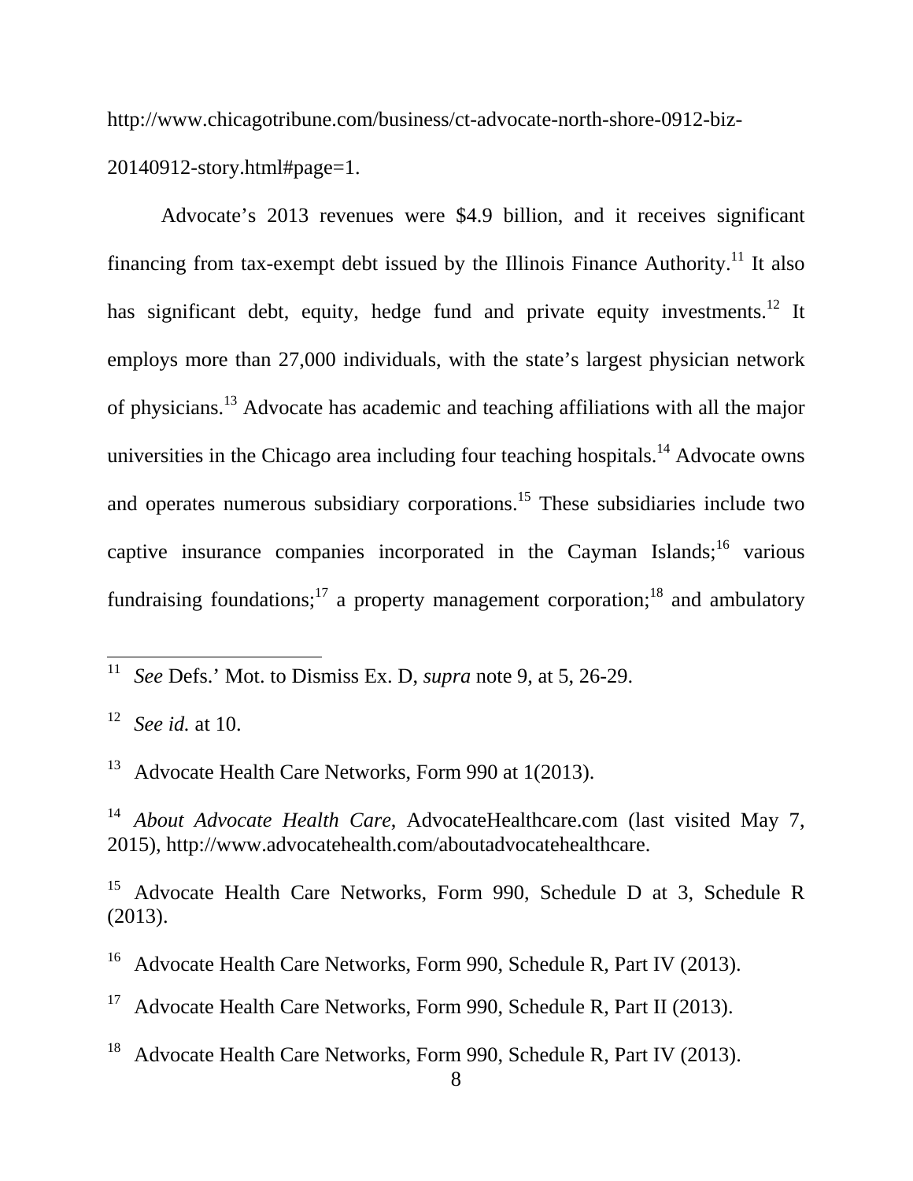http://www.chicagotribune.com/business/ct-advocate-north-shore-0912-biz-20140912-story.html#page=1.

Advocate's 2013 revenues were $4.9 billion, and it receives significant financing from tax-exempt debt issued by the Illinois Finance Authority.[11] It also has significant debt, equity, hedge fund and private equity investments.[12] It employs more than 27,000 individuals, with the state's largest physician network of physicians.[13] Advocate has academic and teaching affiliations with all the major universities in the Chicago area including four teaching hospitals.[14] Advocate owns and operates numerous subsidiary corporations.[15] These subsidiaries include two captive insurance companies incorporated in the Cayman Islands;[16] various fundraising foundations;[17] a property management corporation;[18] and ambulatory

---

[11] *See* Defs.' Mot. to Dismiss Ex. D, *supra* note 9, at 5, 26-29.

[12] *See id.* at 10.

[13] Advocate Health Care Networks, Form 990 at 1(2013).

[14] *About Advocate Health Care*, AdvocateHealthcare.com (last visited May 7, 2015), http://www.advocatehealth.com/aboutadvocatehealthcare.

[15] Advocate Health Care Networks, Form 990, Schedule D at 3, Schedule R (2013).

[16] Advocate Health Care Networks, Form 990, Schedule R, Part IV (2013).

[17] Advocate Health Care Networks, Form 990, Schedule R, Part II (2013).

[18] Advocate Health Care Networks, Form 990, Schedule R, Part IV (2013).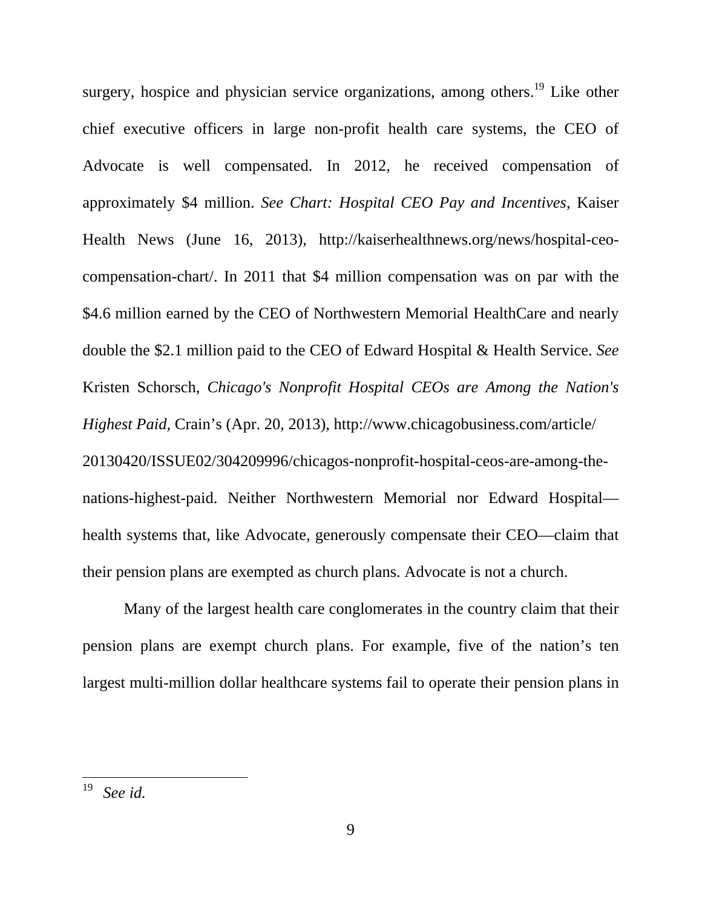surgery, hospice and physician service organizations, among others.[19] Like other chief executive officers in large non-profit health care systems, the CEO of Advocate is well compensated. In 2012, he received compensation of approximately $4 million. *See Chart: Hospital CEO Pay and Incentives*, Kaiser Health News (June 16, 2013), http://kaiserhealthnews.org/news/hospital-ceo-compensation-chart/. In 2011 that $4 million compensation was on par with the $4.6 million earned by the CEO of Northwestern Memorial HealthCare and nearly double the $2.1 million paid to the CEO of Edward Hospital & Health Service. *See* Kristen Schorsch, *Chicago's Nonprofit Hospital CEOs are Among the Nation's Highest Paid,* Crain's (Apr. 20, 2013), http://www.chicagobusiness.com/article/20130420/ISSUE02/304209996/chicagos-nonprofit-hospital-ceos-are-among-the-nations-highest-paid. Neither Northwestern Memorial nor Edward Hospital—health systems that, like Advocate, generously compensate their CEO—claim that their pension plans are exempted as church plans. Advocate is not a church.

Many of the largest health care conglomerates in the country claim that their pension plans are exempt church plans. For example, five of the nation's ten largest multi-million dollar healthcare systems fail to operate their pension plans in

---

[19] *See id.*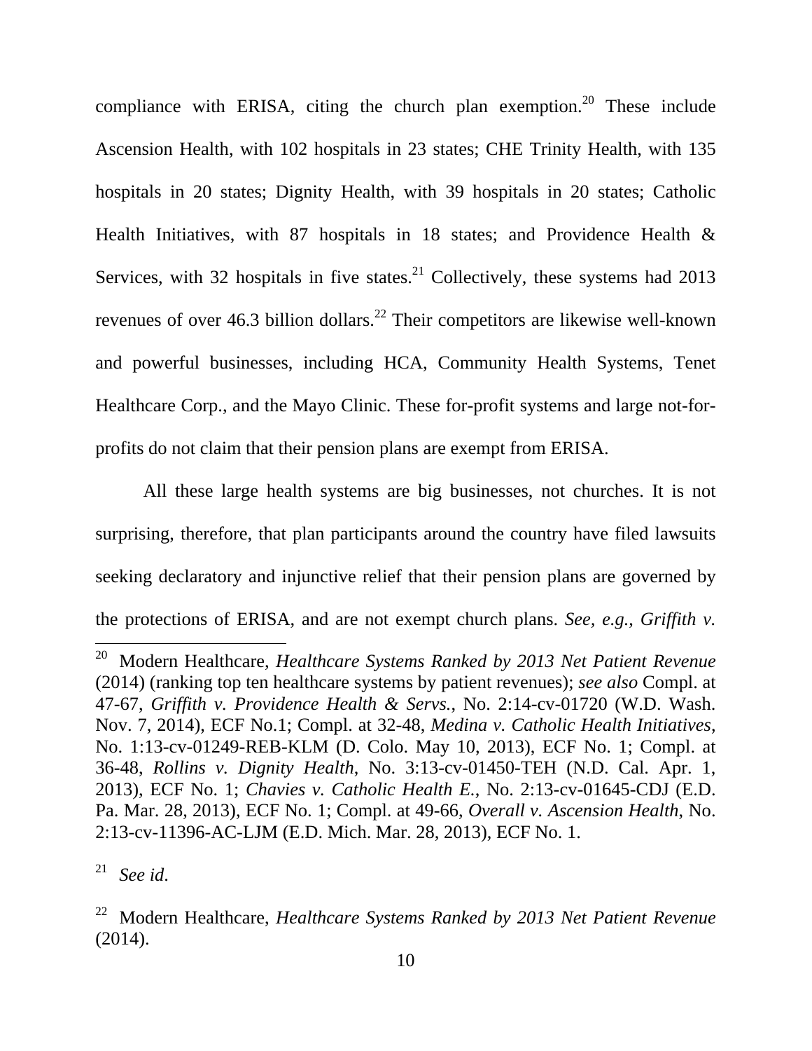compliance with ERISA, citing the church plan exemption.[20] These include Ascension Health, with 102 hospitals in 23 states; CHE Trinity Health, with 135 hospitals in 20 states; Dignity Health, with 39 hospitals in 20 states; Catholic Health Initiatives, with 87 hospitals in 18 states; and Providence Health & Services, with 32 hospitals in five states.[21] Collectively, these systems had 2013 revenues of over 46.3 billion dollars.[22] Their competitors are likewise well-known and powerful businesses, including HCA, Community Health Systems, Tenet Healthcare Corp., and the Mayo Clinic. These for-profit systems and large not-for-profits do not claim that their pension plans are exempt from ERISA.

All these large health systems are big businesses, not churches. It is not surprising, therefore, that plan participants around the country have filed lawsuits seeking declaratory and injunctive relief that their pension plans are governed by the protections of ERISA, and are not exempt church plans. *See, e.g.*, *Griffith v.*

---

[20] Modern Healthcare, *Healthcare Systems Ranked by 2013 Net Patient Revenue* (2014) (ranking top ten healthcare systems by patient revenues); *see also* Compl. at 47-67, *Griffith v. Providence Health & Servs.*, No. 2:14-cv-01720 (W.D. Wash. Nov. 7, 2014), ECF No.1; Compl. at 32-48, *Medina v. Catholic Health Initiatives*, No. 1:13-cv-01249-REB-KLM (D. Colo. May 10, 2013), ECF No. 1; Compl. at 36-48, *Rollins v. Dignity Health*, No. 3:13-cv-01450-TEH (N.D. Cal. Apr. 1, 2013), ECF No. 1; *Chavies v. Catholic Health E.*, No. 2:13-cv-01645-CDJ (E.D. Pa. Mar. 28, 2013), ECF No. 1; Compl. at 49-66, *Overall v. Ascension Health*, No. 2:13-cv-11396-AC-LJM (E.D. Mich. Mar. 28, 2013), ECF No. 1.

[21] *See id*.

[22] Modern Healthcare, *Healthcare Systems Ranked by 2013 Net Patient Revenue* (2014).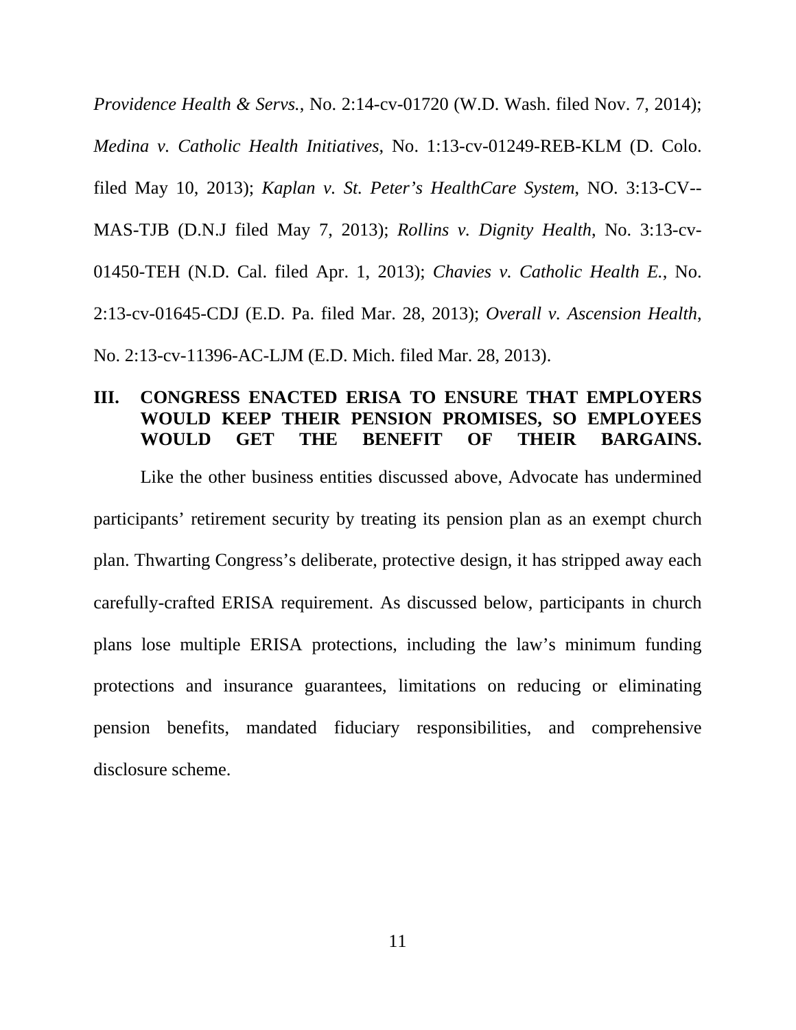*Providence Health & Servs.*, No. 2:14-cv-01720 (W.D. Wash. filed Nov. 7, 2014); *Medina v. Catholic Health Initiatives*, No. 1:13-cv-01249-REB-KLM (D. Colo. filed May 10, 2013); *Kaplan v. St. Peter's HealthCare System*, NO. 3:13-CV--MAS-TJB (D.N.J filed May 7, 2013); *Rollins v. Dignity Health*, No. 3:13-cv-01450-TEH (N.D. Cal. filed Apr. 1, 2013); *Chavies v. Catholic Health E.*, No. 2:13-cv-01645-CDJ (E.D. Pa. filed Mar. 28, 2013); *Overall v. Ascension Health*, No. 2:13-cv-11396-AC-LJM (E.D. Mich. filed Mar. 28, 2013).

## III. CONGRESS ENACTED ERISA TO ENSURE THAT EMPLOYERS WOULD KEEP THEIR PENSION PROMISES, SO EMPLOYEES WOULD GET THE BENEFIT OF THEIR BARGAINS.

Like the other business entities discussed above, Advocate has undermined participants' retirement security by treating its pension plan as an exempt church plan. Thwarting Congress's deliberate, protective design, it has stripped away each carefully-crafted ERISA requirement. As discussed below, participants in church plans lose multiple ERISA protections, including the law's minimum funding protections and insurance guarantees, limitations on reducing or eliminating pension benefits, mandated fiduciary responsibilities, and comprehensive disclosure scheme.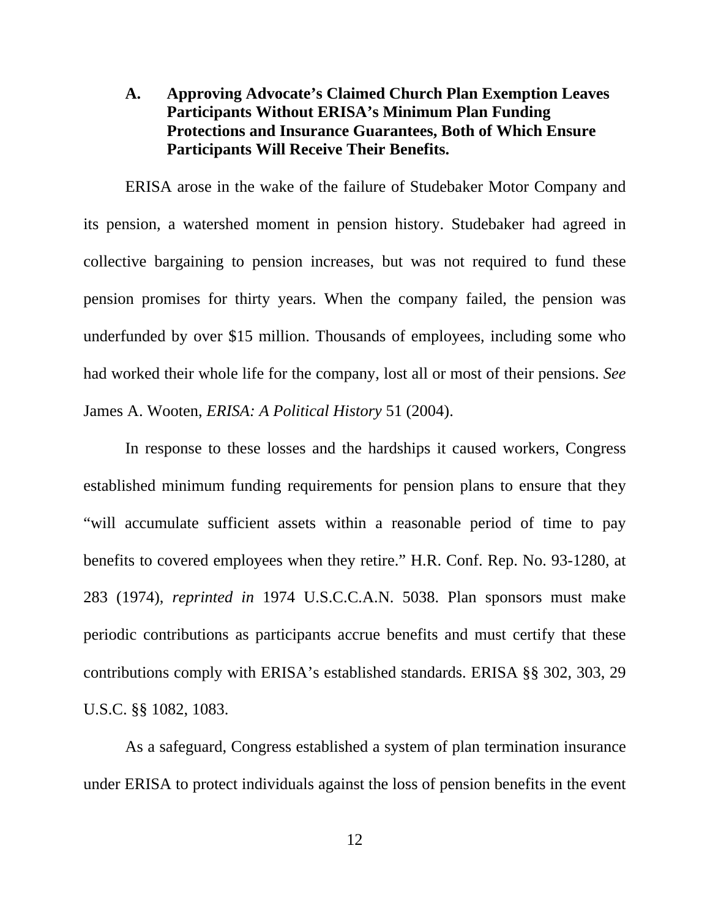### A. Approving Advocate's Claimed Church Plan Exemption Leaves Participants Without ERISA's Minimum Plan Funding Protections and Insurance Guarantees, Both of Which Ensure Participants Will Receive Their Benefits.

ERISA arose in the wake of the failure of Studebaker Motor Company and its pension, a watershed moment in pension history. Studebaker had agreed in collective bargaining to pension increases, but was not required to fund these pension promises for thirty years. When the company failed, the pension was underfunded by over $15 million. Thousands of employees, including some who had worked their whole life for the company, lost all or most of their pensions. *See* James A. Wooten, *ERISA: A Political History* 51 (2004).

In response to these losses and the hardships it caused workers, Congress established minimum funding requirements for pension plans to ensure that they "will accumulate sufficient assets within a reasonable period of time to pay benefits to covered employees when they retire." H.R. Conf. Rep. No. 93-1280, at 283 (1974), *reprinted in* 1974 U.S.C.C.A.N. 5038. Plan sponsors must make periodic contributions as participants accrue benefits and must certify that these contributions comply with ERISA's established standards. ERISA §§ 302, 303, 29 U.S.C. §§ 1082, 1083.

As a safeguard, Congress established a system of plan termination insurance under ERISA to protect individuals against the loss of pension benefits in the event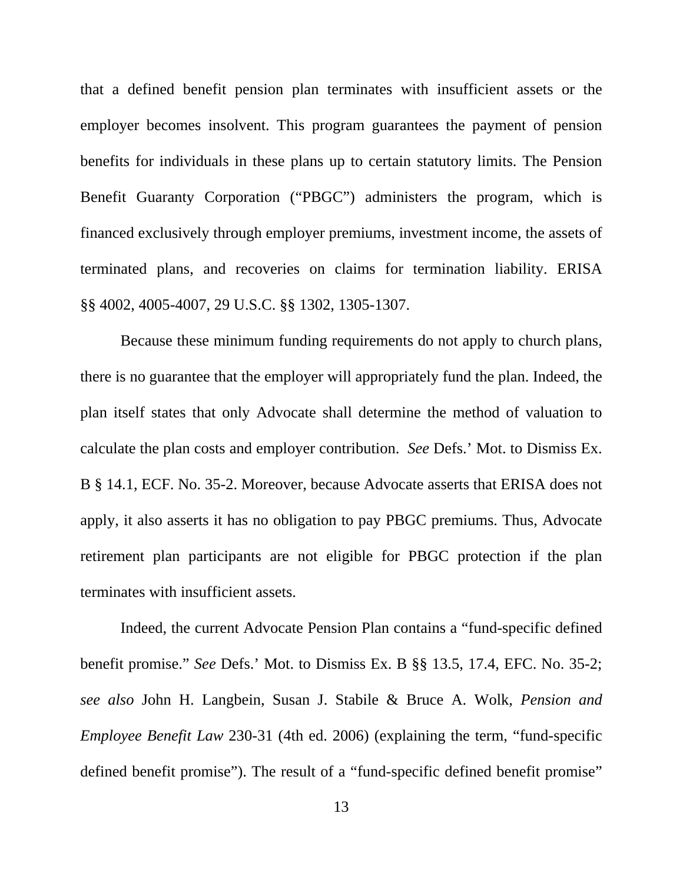that a defined benefit pension plan terminates with insufficient assets or the employer becomes insolvent. This program guarantees the payment of pension benefits for individuals in these plans up to certain statutory limits. The Pension Benefit Guaranty Corporation ("PBGC") administers the program, which is financed exclusively through employer premiums, investment income, the assets of terminated plans, and recoveries on claims for termination liability. ERISA §§ 4002, 4005-4007, 29 U.S.C. §§ 1302, 1305-1307.

Because these minimum funding requirements do not apply to church plans, there is no guarantee that the employer will appropriately fund the plan. Indeed, the plan itself states that only Advocate shall determine the method of valuation to calculate the plan costs and employer contribution. *See* Defs.' Mot. to Dismiss Ex. B § 14.1, ECF. No. 35-2. Moreover, because Advocate asserts that ERISA does not apply, it also asserts it has no obligation to pay PBGC premiums. Thus, Advocate retirement plan participants are not eligible for PBGC protection if the plan terminates with insufficient assets.

Indeed, the current Advocate Pension Plan contains a "fund-specific defined benefit promise." *See* Defs.' Mot. to Dismiss Ex. B §§ 13.5, 17.4, EFC. No. 35-2; *see also* John H. Langbein, Susan J. Stabile & Bruce A. Wolk, *Pension and Employee Benefit Law* 230-31 (4th ed. 2006) (explaining the term, "fund-specific defined benefit promise"). The result of a "fund-specific defined benefit promise"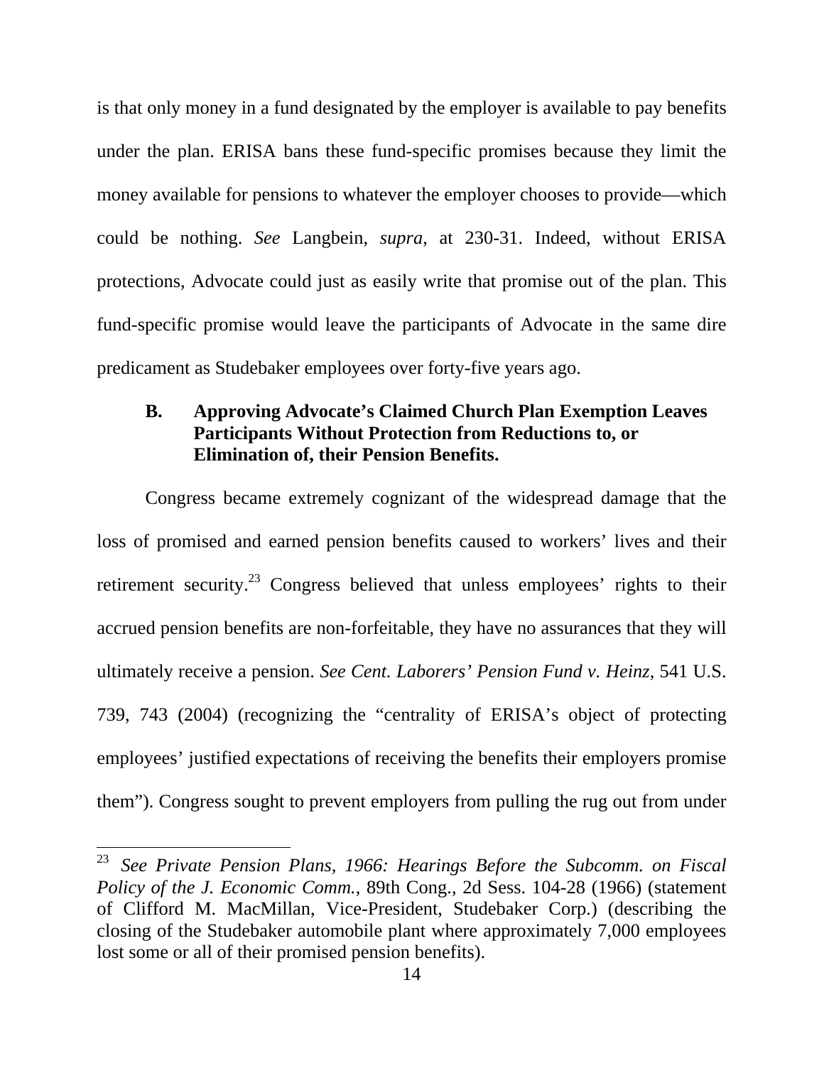is that only money in a fund designated by the employer is available to pay benefits under the plan. ERISA bans these fund-specific promises because they limit the money available for pensions to whatever the employer chooses to provide—which could be nothing. *See* Langbein, *supra*, at 230-31. Indeed, without ERISA protections, Advocate could just as easily write that promise out of the plan. This fund-specific promise would leave the participants of Advocate in the same dire predicament as Studebaker employees over forty-five years ago.

### B. Approving Advocate's Claimed Church Plan Exemption Leaves Participants Without Protection from Reductions to, or Elimination of, their Pension Benefits.

Congress became extremely cognizant of the widespread damage that the loss of promised and earned pension benefits caused to workers' lives and their retirement security.[23] Congress believed that unless employees' rights to their accrued pension benefits are non-forfeitable, they have no assurances that they will ultimately receive a pension. *See Cent. Laborers' Pension Fund v. Heinz*, 541 U.S. 739, 743 (2004) (recognizing the "centrality of ERISA's object of protecting employees' justified expectations of receiving the benefits their employers promise them"). Congress sought to prevent employers from pulling the rug out from under

---

[23] *See Private Pension Plans, 1966: Hearings Before the Subcomm. on Fiscal Policy of the J. Economic Comm.*, 89th Cong., 2d Sess. 104-28 (1966) (statement of Clifford M. MacMillan, Vice-President, Studebaker Corp.) (describing the closing of the Studebaker automobile plant where approximately 7,000 employees lost some or all of their promised pension benefits).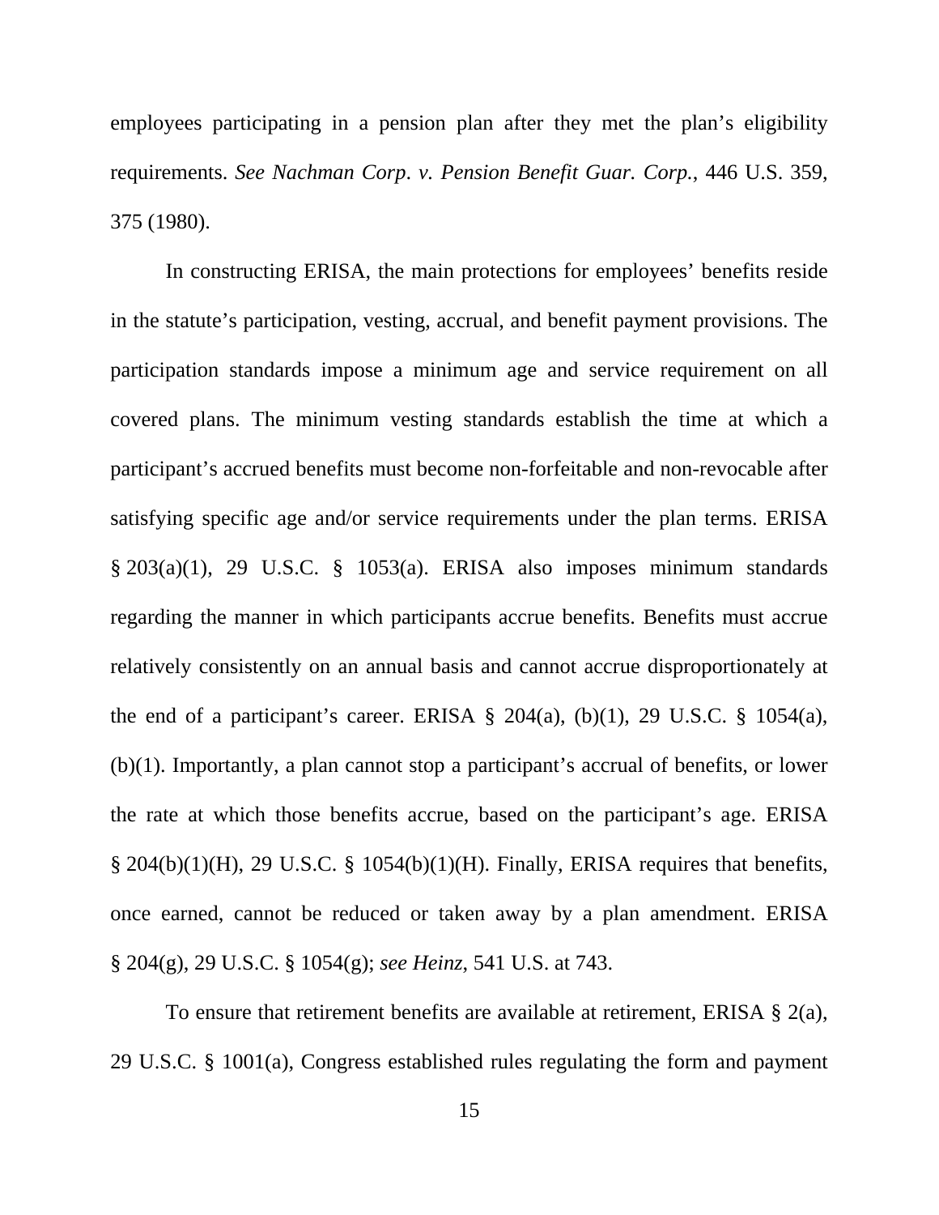employees participating in a pension plan after they met the plan's eligibility requirements. *See Nachman Corp. v. Pension Benefit Guar. Corp.*, 446 U.S. 359, 375 (1980).

In constructing ERISA, the main protections for employees' benefits reside in the statute's participation, vesting, accrual, and benefit payment provisions. The participation standards impose a minimum age and service requirement on all covered plans. The minimum vesting standards establish the time at which a participant's accrued benefits must become non-forfeitable and non-revocable after satisfying specific age and/or service requirements under the plan terms. ERISA § 203(a)(1), 29 U.S.C. § 1053(a). ERISA also imposes minimum standards regarding the manner in which participants accrue benefits. Benefits must accrue relatively consistently on an annual basis and cannot accrue disproportionately at the end of a participant's career. ERISA § 204(a), (b)(1), 29 U.S.C. § 1054(a), (b)(1). Importantly, a plan cannot stop a participant's accrual of benefits, or lower the rate at which those benefits accrue, based on the participant's age. ERISA § 204(b)(1)(H), 29 U.S.C. § 1054(b)(1)(H). Finally, ERISA requires that benefits, once earned, cannot be reduced or taken away by a plan amendment. ERISA § 204(g), 29 U.S.C. § 1054(g); *see Heinz*, 541 U.S. at 743.

To ensure that retirement benefits are available at retirement, ERISA § 2(a), 29 U.S.C. § 1001(a), Congress established rules regulating the form and payment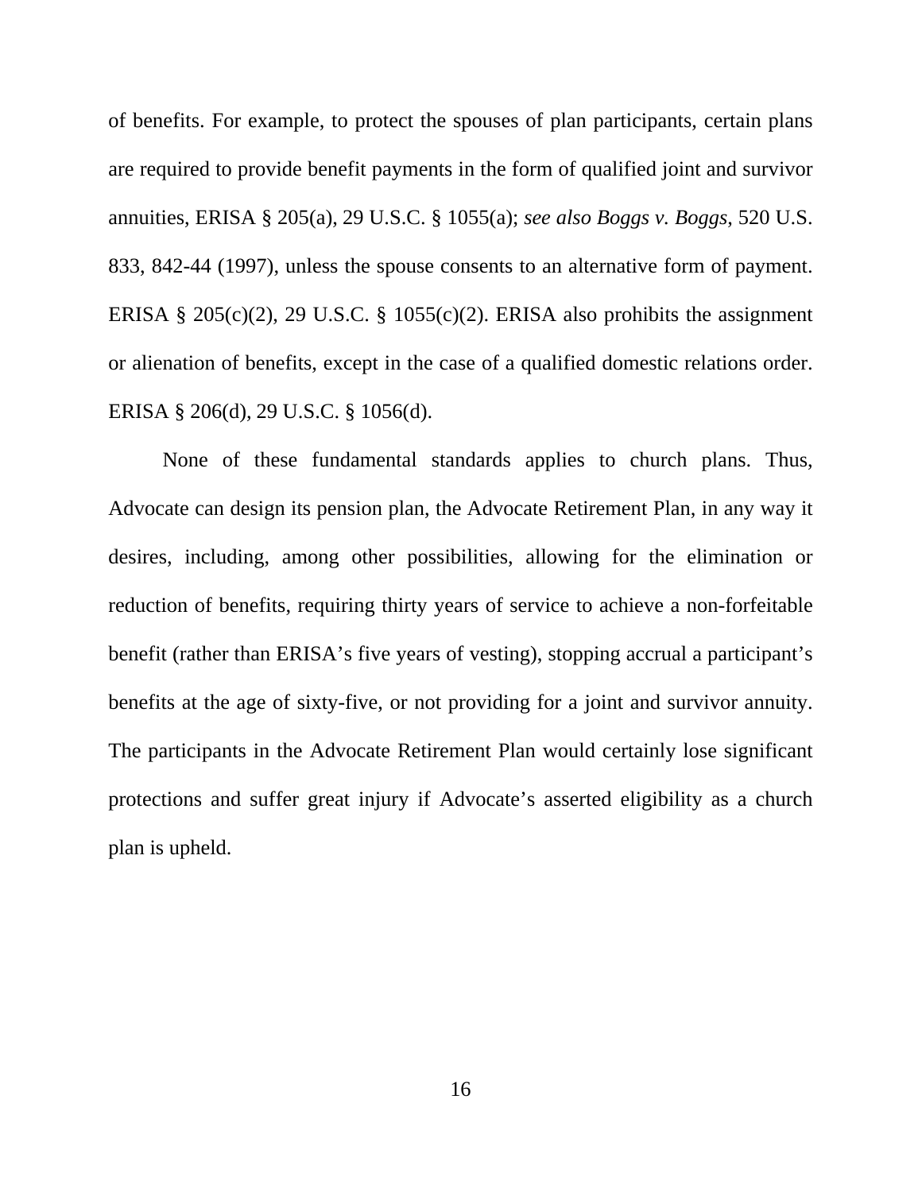of benefits. For example, to protect the spouses of plan participants, certain plans are required to provide benefit payments in the form of qualified joint and survivor annuities, ERISA § 205(a), 29 U.S.C. § 1055(a); *see also Boggs v. Boggs*, 520 U.S. 833, 842-44 (1997), unless the spouse consents to an alternative form of payment. ERISA § 205(c)(2), 29 U.S.C. § 1055(c)(2). ERISA also prohibits the assignment or alienation of benefits, except in the case of a qualified domestic relations order. ERISA § 206(d), 29 U.S.C. § 1056(d).

None of these fundamental standards applies to church plans. Thus, Advocate can design its pension plan, the Advocate Retirement Plan, in any way it desires, including, among other possibilities, allowing for the elimination or reduction of benefits, requiring thirty years of service to achieve a non-forfeitable benefit (rather than ERISA's five years of vesting), stopping accrual a participant's benefits at the age of sixty-five, or not providing for a joint and survivor annuity. The participants in the Advocate Retirement Plan would certainly lose significant protections and suffer great injury if Advocate's asserted eligibility as a church plan is upheld.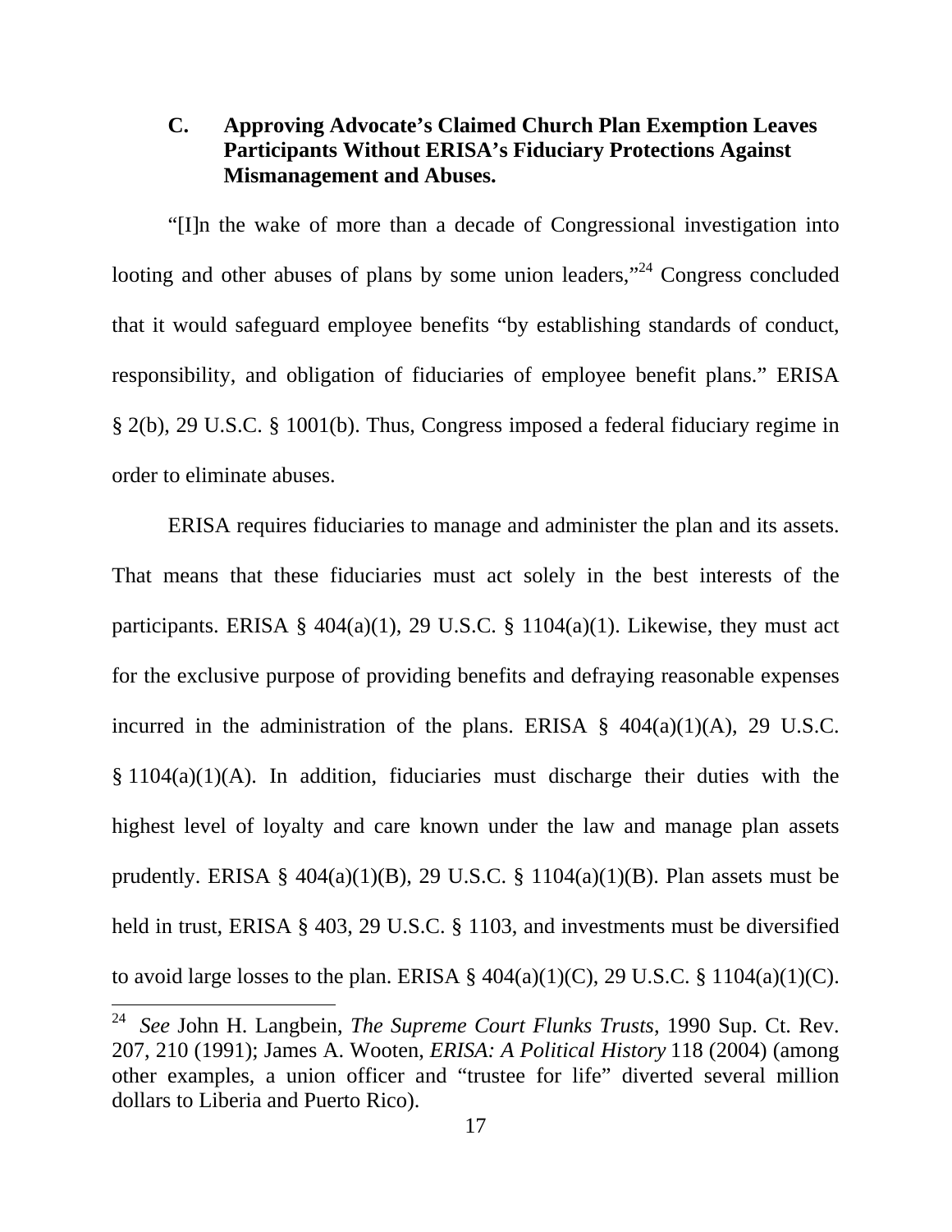### C. Approving Advocate's Claimed Church Plan Exemption Leaves Participants Without ERISA's Fiduciary Protections Against Mismanagement and Abuses.

"[I]n the wake of more than a decade of Congressional investigation into looting and other abuses of plans by some union leaders,"[24] Congress concluded that it would safeguard employee benefits "by establishing standards of conduct, responsibility, and obligation of fiduciaries of employee benefit plans." ERISA § 2(b), 29 U.S.C. § 1001(b). Thus, Congress imposed a federal fiduciary regime in order to eliminate abuses.

ERISA requires fiduciaries to manage and administer the plan and its assets. That means that these fiduciaries must act solely in the best interests of the participants. ERISA § 404(a)(1), 29 U.S.C. § 1104(a)(1). Likewise, they must act for the exclusive purpose of providing benefits and defraying reasonable expenses incurred in the administration of the plans. ERISA § 404(a)(1)(A), 29 U.S.C. § 1104(a)(1)(A). In addition, fiduciaries must discharge their duties with the highest level of loyalty and care known under the law and manage plan assets prudently. ERISA § 404(a)(1)(B), 29 U.S.C. § 1104(a)(1)(B). Plan assets must be held in trust, ERISA § 403, 29 U.S.C. § 1103, and investments must be diversified to avoid large losses to the plan. ERISA § 404(a)(1)(C), 29 U.S.C. § 1104(a)(1)(C).

---

[24] *See* John H. Langbein, *The Supreme Court Flunks Trusts*, 1990 Sup. Ct. Rev. 207, 210 (1991); James A. Wooten, *ERISA: A Political History* 118 (2004) (among other examples, a union officer and "trustee for life" diverted several million dollars to Liberia and Puerto Rico).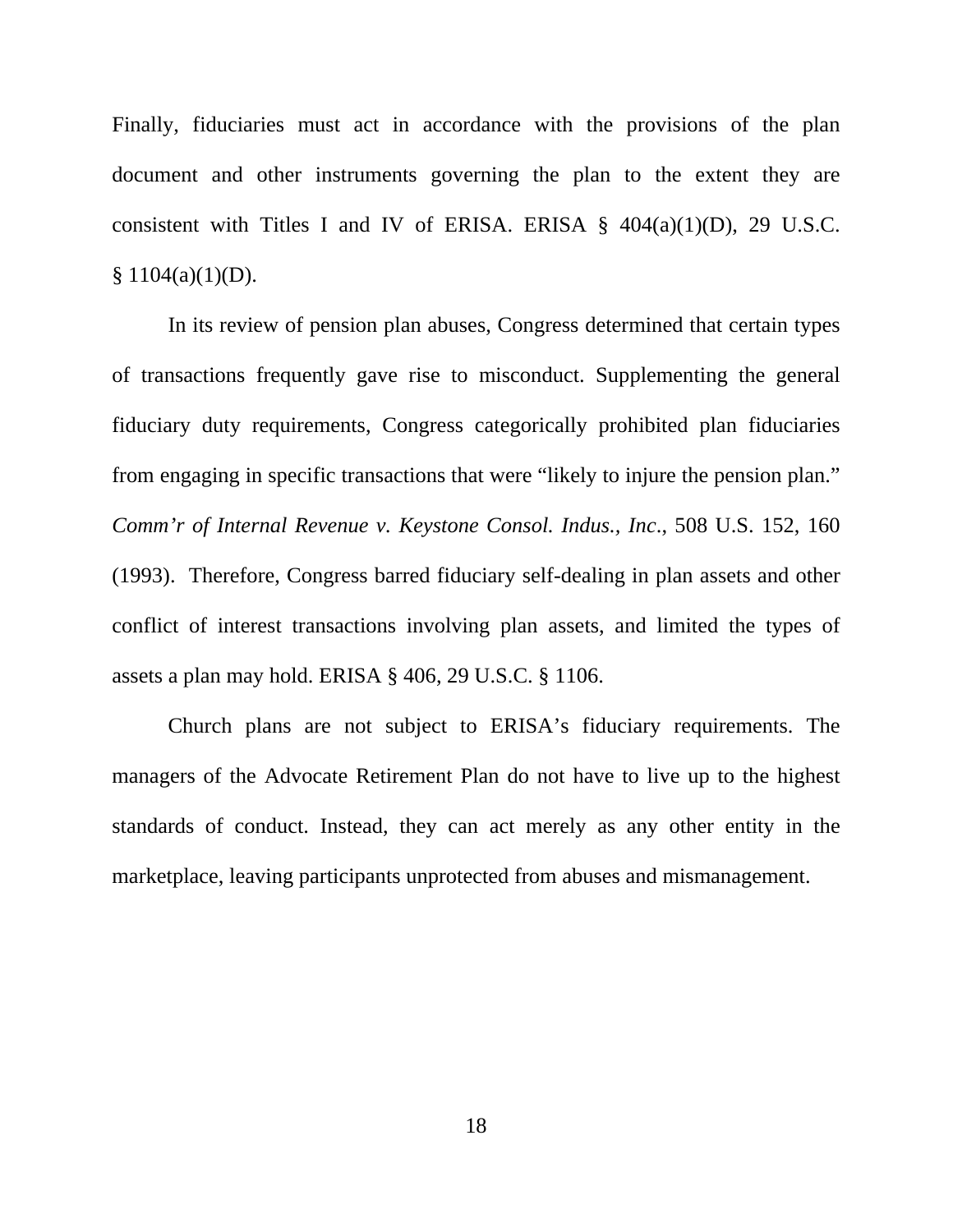Finally, fiduciaries must act in accordance with the provisions of the plan document and other instruments governing the plan to the extent they are consistent with Titles I and IV of ERISA. ERISA § 404(a)(1)(D), 29 U.S.C. § 1104(a)(1)(D).

In its review of pension plan abuses, Congress determined that certain types of transactions frequently gave rise to misconduct. Supplementing the general fiduciary duty requirements, Congress categorically prohibited plan fiduciaries from engaging in specific transactions that were "likely to injure the pension plan." *Comm'r of Internal Revenue v. Keystone Consol. Indus., Inc*., 508 U.S. 152, 160 (1993). Therefore, Congress barred fiduciary self-dealing in plan assets and other conflict of interest transactions involving plan assets, and limited the types of assets a plan may hold. ERISA § 406, 29 U.S.C. § 1106.

Church plans are not subject to ERISA's fiduciary requirements. The managers of the Advocate Retirement Plan do not have to live up to the highest standards of conduct. Instead, they can act merely as any other entity in the marketplace, leaving participants unprotected from abuses and mismanagement.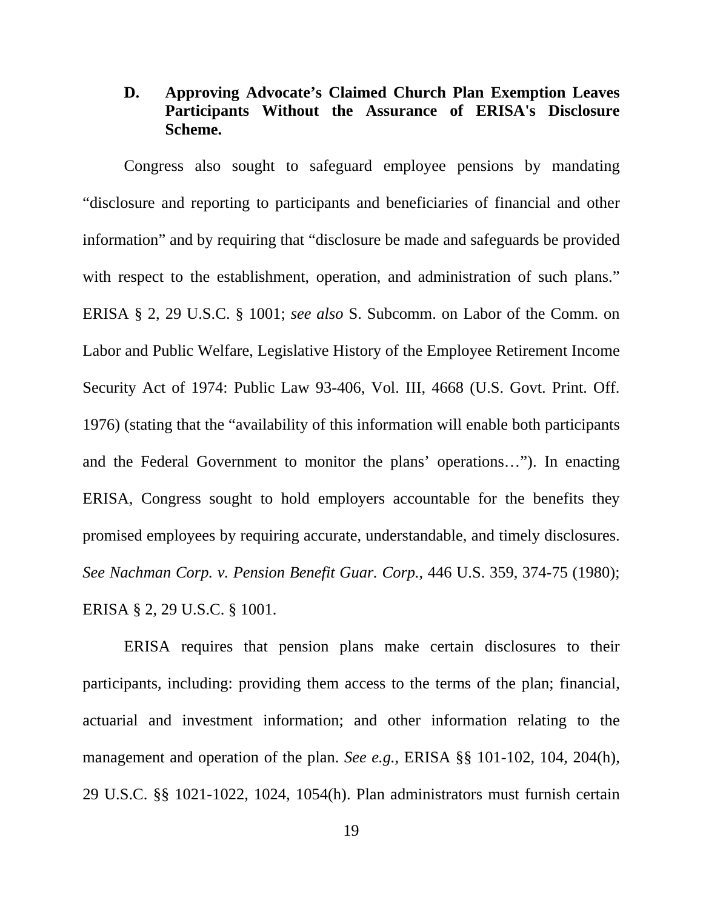### D. Approving Advocate's Claimed Church Plan Exemption Leaves Participants Without the Assurance of ERISA's Disclosure Scheme.

Congress also sought to safeguard employee pensions by mandating "disclosure and reporting to participants and beneficiaries of financial and other information" and by requiring that "disclosure be made and safeguards be provided with respect to the establishment, operation, and administration of such plans." ERISA § 2, 29 U.S.C. § 1001; *see also* S. Subcomm. on Labor of the Comm. on Labor and Public Welfare, Legislative History of the Employee Retirement Income Security Act of 1974: Public Law 93-406, Vol. III, 4668 (U.S. Govt. Print. Off. 1976) (stating that the "availability of this information will enable both participants and the Federal Government to monitor the plans' operations…"). In enacting ERISA, Congress sought to hold employers accountable for the benefits they promised employees by requiring accurate, understandable, and timely disclosures. *See Nachman Corp. v. Pension Benefit Guar. Corp.*, 446 U.S. 359, 374-75 (1980); ERISA § 2, 29 U.S.C. § 1001.

ERISA requires that pension plans make certain disclosures to their participants, including: providing them access to the terms of the plan; financial, actuarial and investment information; and other information relating to the management and operation of the plan. *See e.g.*, ERISA §§ 101-102, 104, 204(h), 29 U.S.C. §§ 1021-1022, 1024, 1054(h). Plan administrators must furnish certain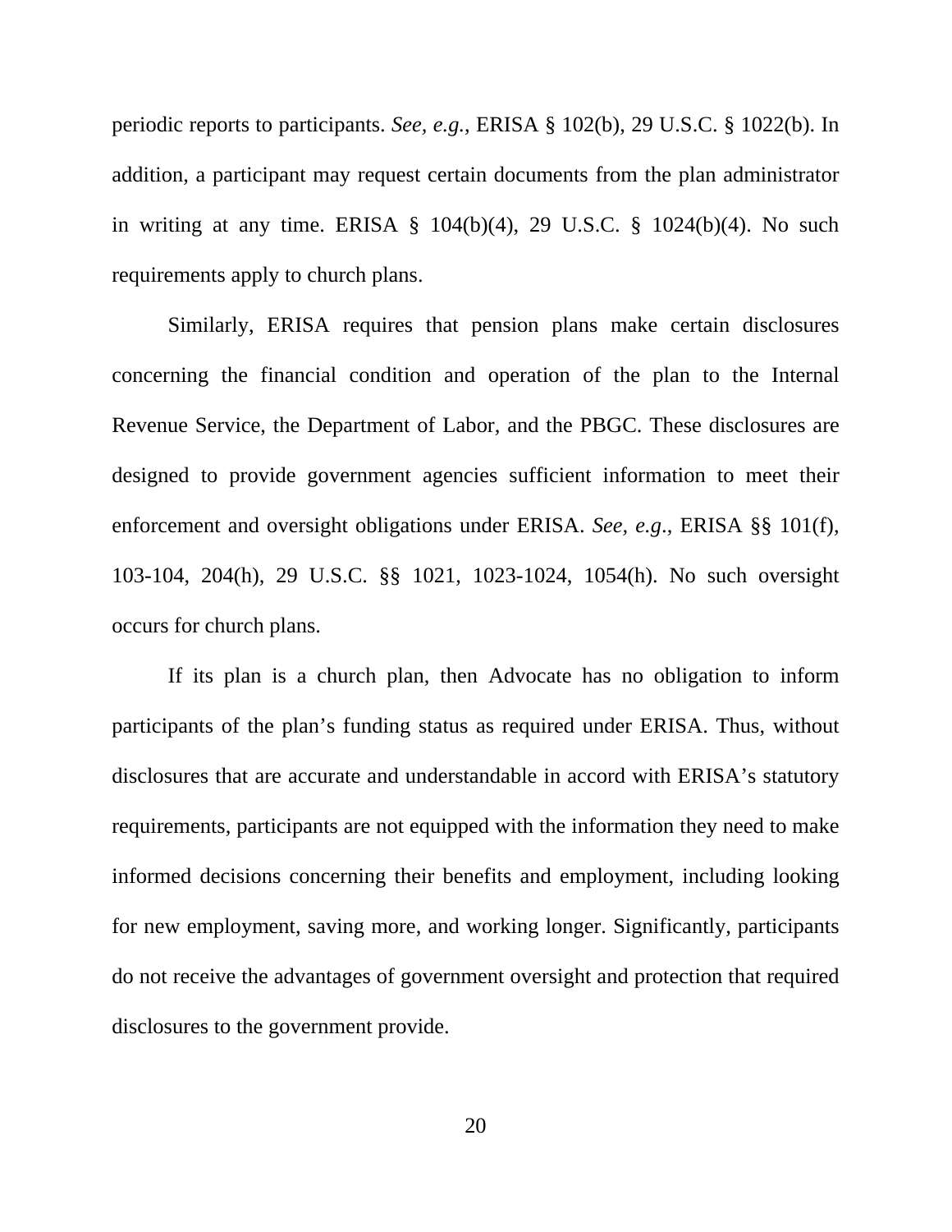periodic reports to participants. *See, e.g.*, ERISA § 102(b), 29 U.S.C. § 1022(b). In addition, a participant may request certain documents from the plan administrator in writing at any time. ERISA § 104(b)(4), 29 U.S.C. § 1024(b)(4). No such requirements apply to church plans.

Similarly, ERISA requires that pension plans make certain disclosures concerning the financial condition and operation of the plan to the Internal Revenue Service, the Department of Labor, and the PBGC. These disclosures are designed to provide government agencies sufficient information to meet their enforcement and oversight obligations under ERISA. *See, e.g.*, ERISA §§ 101(f), 103-104, 204(h), 29 U.S.C. §§ 1021, 1023-1024, 1054(h). No such oversight occurs for church plans.

If its plan is a church plan, then Advocate has no obligation to inform participants of the plan's funding status as required under ERISA. Thus, without disclosures that are accurate and understandable in accord with ERISA's statutory requirements, participants are not equipped with the information they need to make informed decisions concerning their benefits and employment, including looking for new employment, saving more, and working longer. Significantly, participants do not receive the advantages of government oversight and protection that required disclosures to the government provide.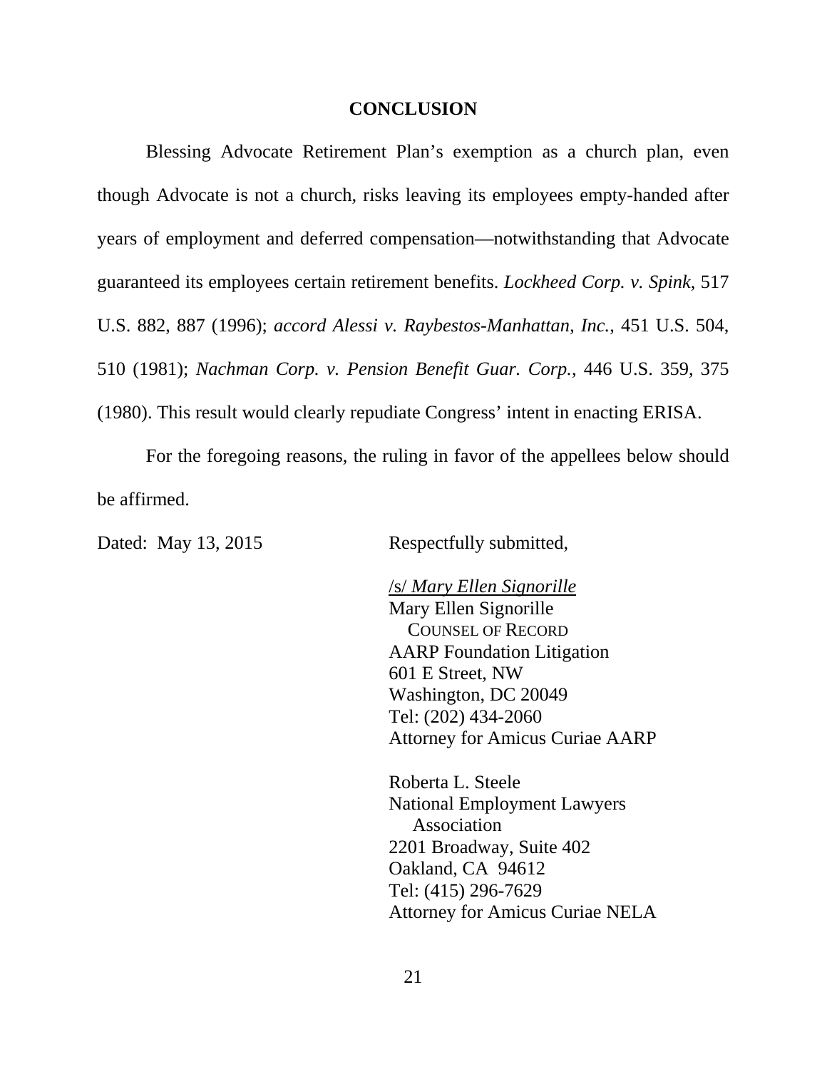## CONCLUSION

Blessing Advocate Retirement Plan's exemption as a church plan, even though Advocate is not a church, risks leaving its employees empty-handed after years of employment and deferred compensation—notwithstanding that Advocate guaranteed its employees certain retirement benefits. *Lockheed Corp. v. Spink*, 517 U.S. 882, 887 (1996); *accord Alessi v. Raybestos-Manhattan, Inc.*, 451 U.S. 504, 510 (1981); *Nachman Corp. v. Pension Benefit Guar. Corp.*, 446 U.S. 359, 375 (1980). This result would clearly repudiate Congress' intent in enacting ERISA.

For the foregoing reasons, the ruling in favor of the appellees below should be affirmed.

Dated: May 13, 2015

Respectfully submitted,

/s/ *Mary Ellen Signorille*
Mary Ellen Signorille
COUNSEL OF RECORD
AARP Foundation Litigation
601 E Street, NW
Washington, DC 20049
Tel: (202) 434-2060
Attorney for Amicus Curiae AARP

Roberta L. Steele
National Employment Lawyers Association
2201 Broadway, Suite 402
Oakland, CA 94612
Tel: (415) 296-7629
Attorney for Amicus Curiae NELA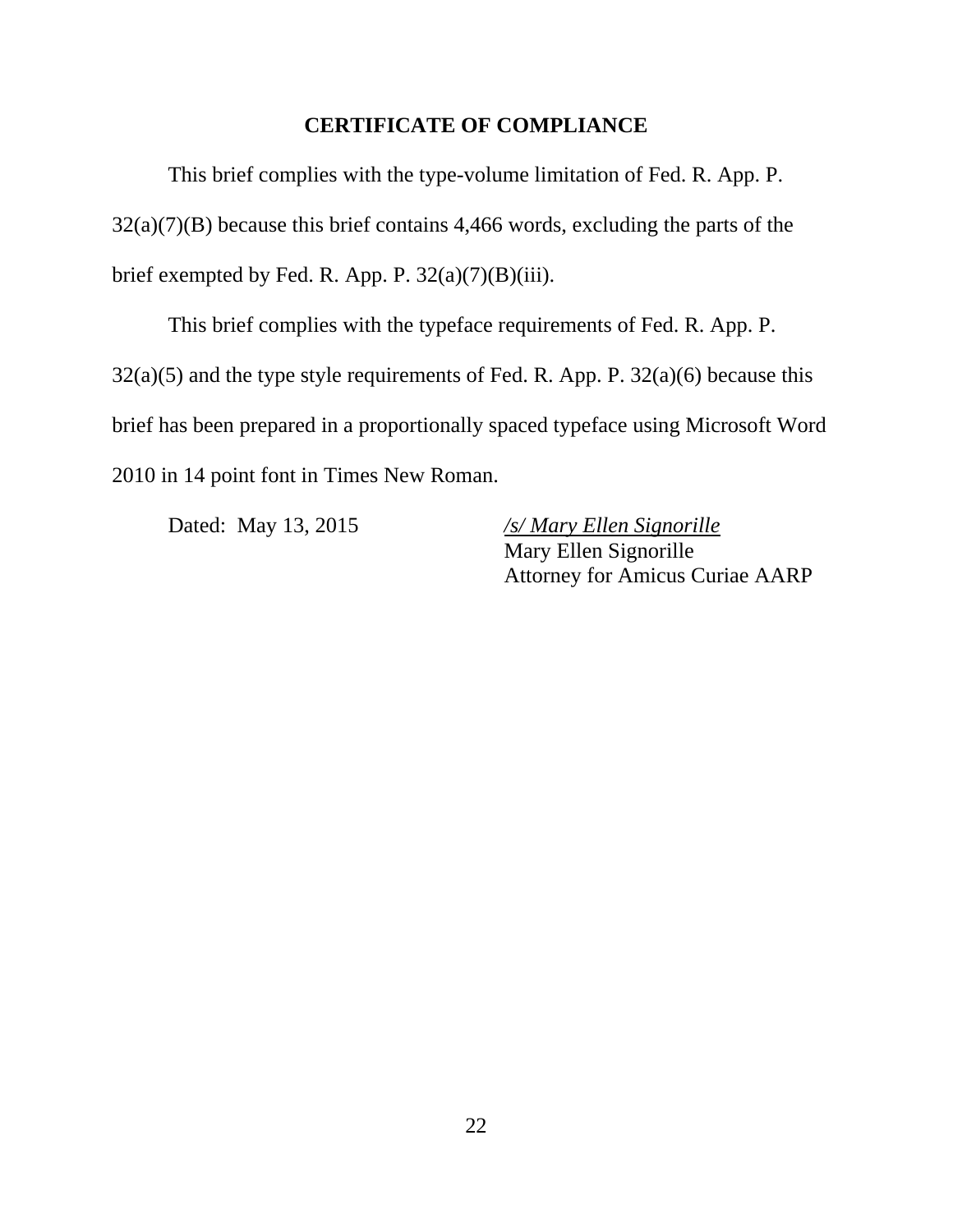## CERTIFICATE OF COMPLIANCE

This brief complies with the type-volume limitation of Fed. R. App. P. 32(a)(7)(B) because this brief contains 4,466 words, excluding the parts of the brief exempted by Fed. R. App. P. 32(a)(7)(B)(iii).

This brief complies with the typeface requirements of Fed. R. App. P. 32(a)(5) and the type style requirements of Fed. R. App. P. 32(a)(6) because this brief has been prepared in a proportionally spaced typeface using Microsoft Word 2010 in 14 point font in Times New Roman.

Dated: May 13, 2015

*/s/ Mary Ellen Signorille*
Mary Ellen Signorille
Attorney for Amicus Curiae AARP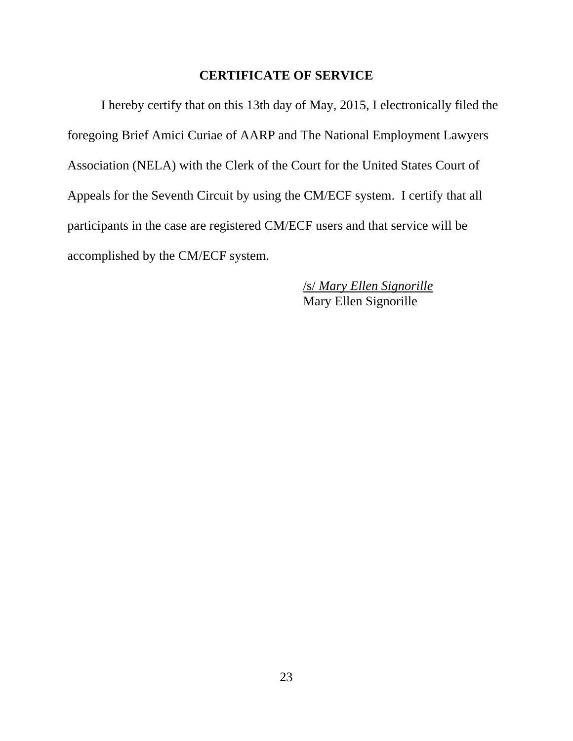## CERTIFICATE OF SERVICE

I hereby certify that on this 13th day of May, 2015, I electronically filed the foregoing Brief Amici Curiae of AARP and The National Employment Lawyers Association (NELA) with the Clerk of the Court for the United States Court of Appeals for the Seventh Circuit by using the CM/ECF system. I certify that all participants in the case are registered CM/ECF users and that service will be accomplished by the CM/ECF system.

/s/ *Mary Ellen Signorille*
Mary Ellen Signorille